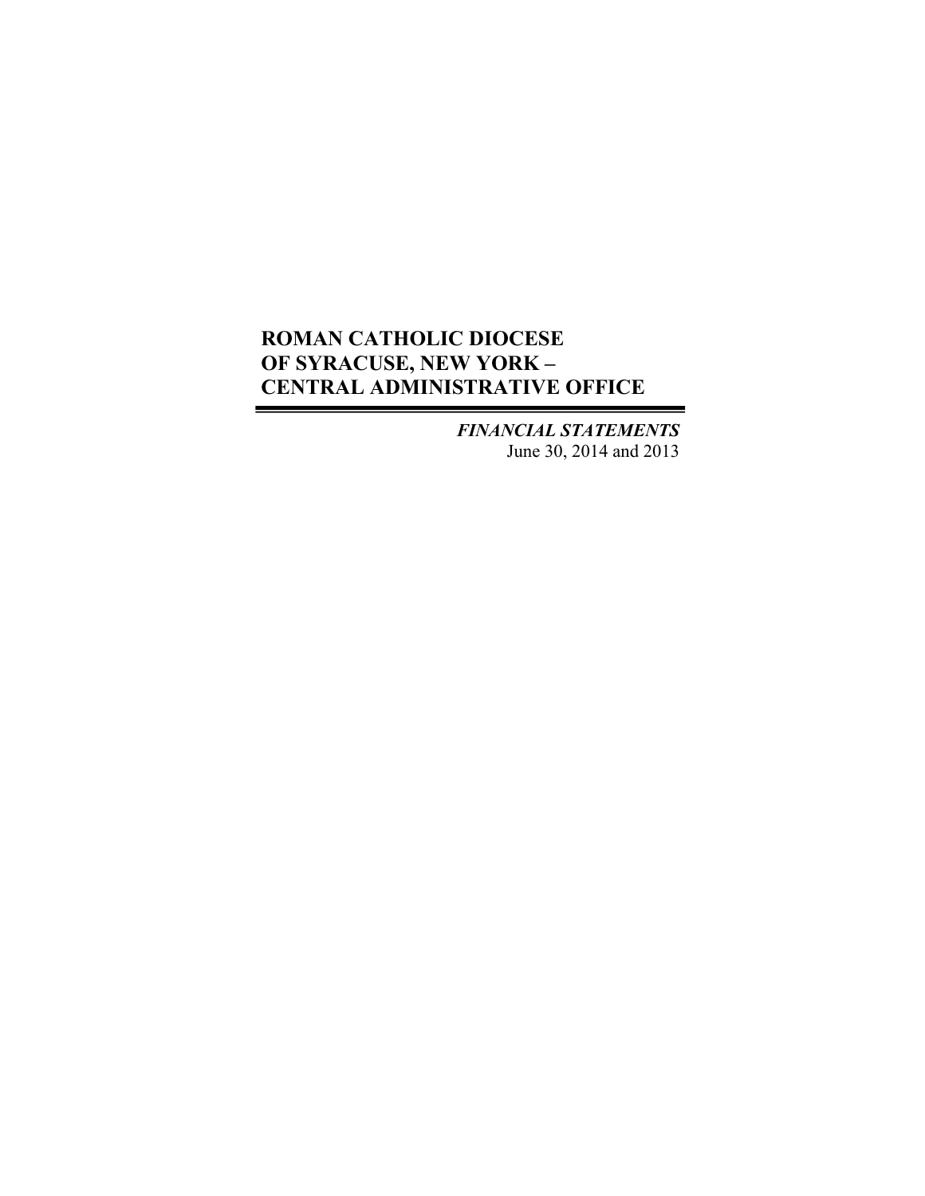# ROMAN CATHOLIC DIOCESE OF SYRACUSE, NEW YORK – CENTRAL ADMINISTRATIVE OFFICE

***FINANCIAL STATEMENTS***

June 30, 2014 and 2013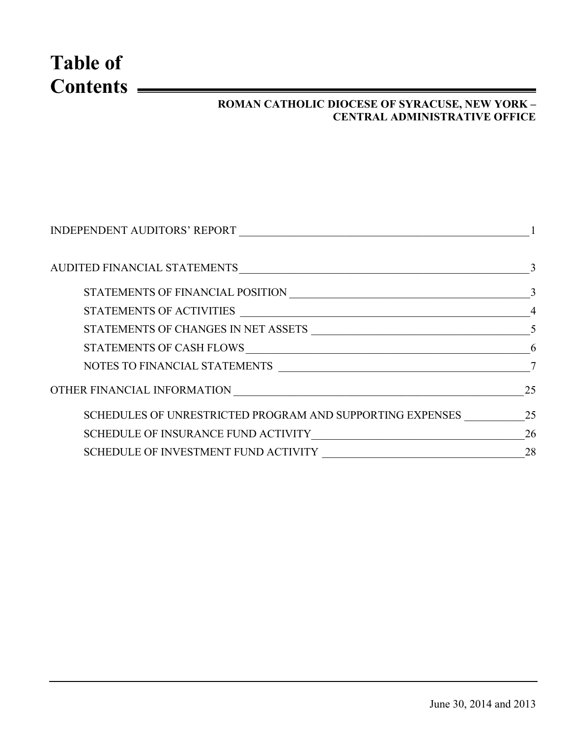# Table of Contents

**ROMAN CATHOLIC DIOCESE OF SYRACUSE, NEW YORK – CENTRAL ADMINISTRATIVE OFFICE**

| | |
|---|---|
| INDEPENDENT AUDITORS' REPORT | 1 |
| AUDITED FINANCIAL STATEMENTS | 3 |
| STATEMENTS OF FINANCIAL POSITION | 3 |
| STATEMENTS OF ACTIVITIES | 4 |
| STATEMENTS OF CHANGES IN NET ASSETS | 5 |
| STATEMENTS OF CASH FLOWS | 6 |
| NOTES TO FINANCIAL STATEMENTS | 7 |
| OTHER FINANCIAL INFORMATION | 25 |
| SCHEDULES OF UNRESTRICTED PROGRAM AND SUPPORTING EXPENSES | 25 |
| SCHEDULE OF INSURANCE FUND ACTIVITY | 26 |
| SCHEDULE OF INVESTMENT FUND ACTIVITY | 28 |

June 30, 2014 and 2013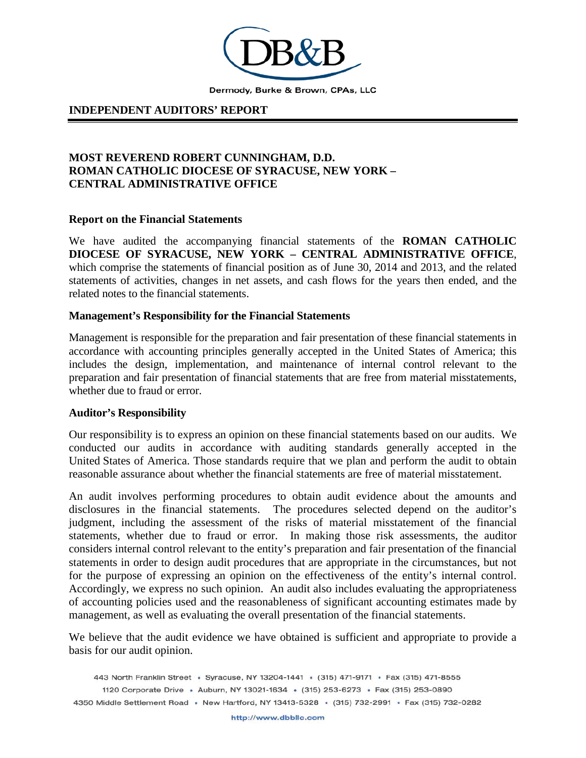DB&B

Dermody, Burke & Brown, CPAs, LLC

## INDEPENDENT AUDITORS' REPORT

**MOST REVEREND ROBERT CUNNINGHAM, D.D.**
**ROMAN CATHOLIC DIOCESE OF SYRACUSE, NEW YORK –**
**CENTRAL ADMINISTRATIVE OFFICE**

### Report on the Financial Statements

We have audited the accompanying financial statements of the **ROMAN CATHOLIC DIOCESE OF SYRACUSE, NEW YORK – CENTRAL ADMINISTRATIVE OFFICE**, which comprise the statements of financial position as of June 30, 2014 and 2013, and the related statements of activities, changes in net assets, and cash flows for the years then ended, and the related notes to the financial statements.

### Management's Responsibility for the Financial Statements

Management is responsible for the preparation and fair presentation of these financial statements in accordance with accounting principles generally accepted in the United States of America; this includes the design, implementation, and maintenance of internal control relevant to the preparation and fair presentation of financial statements that are free from material misstatements, whether due to fraud or error.

### Auditor's Responsibility

Our responsibility is to express an opinion on these financial statements based on our audits. We conducted our audits in accordance with auditing standards generally accepted in the United States of America. Those standards require that we plan and perform the audit to obtain reasonable assurance about whether the financial statements are free of material misstatement.

An audit involves performing procedures to obtain audit evidence about the amounts and disclosures in the financial statements. The procedures selected depend on the auditor's judgment, including the assessment of the risks of material misstatement of the financial statements, whether due to fraud or error. In making those risk assessments, the auditor considers internal control relevant to the entity's preparation and fair presentation of the financial statements in order to design audit procedures that are appropriate in the circumstances, but not for the purpose of expressing an opinion on the effectiveness of the entity's internal control. Accordingly, we express no such opinion. An audit also includes evaluating the appropriateness of accounting policies used and the reasonableness of significant accounting estimates made by management, as well as evaluating the overall presentation of the financial statements.

We believe that the audit evidence we have obtained is sufficient and appropriate to provide a basis for our audit opinion.

443 North Franklin Street • Syracuse, NY 13204-1441 • (315) 471-9171 • Fax (315) 471-8555
1120 Corporate Drive • Auburn, NY 13021-1634 • (315) 253-6273 • Fax (315) 253-0890
4350 Middle Settlement Road • New Hartford, NY 13413-5328 • (315) 732-2991 • Fax (315) 732-0282

http://www.dbbllc.com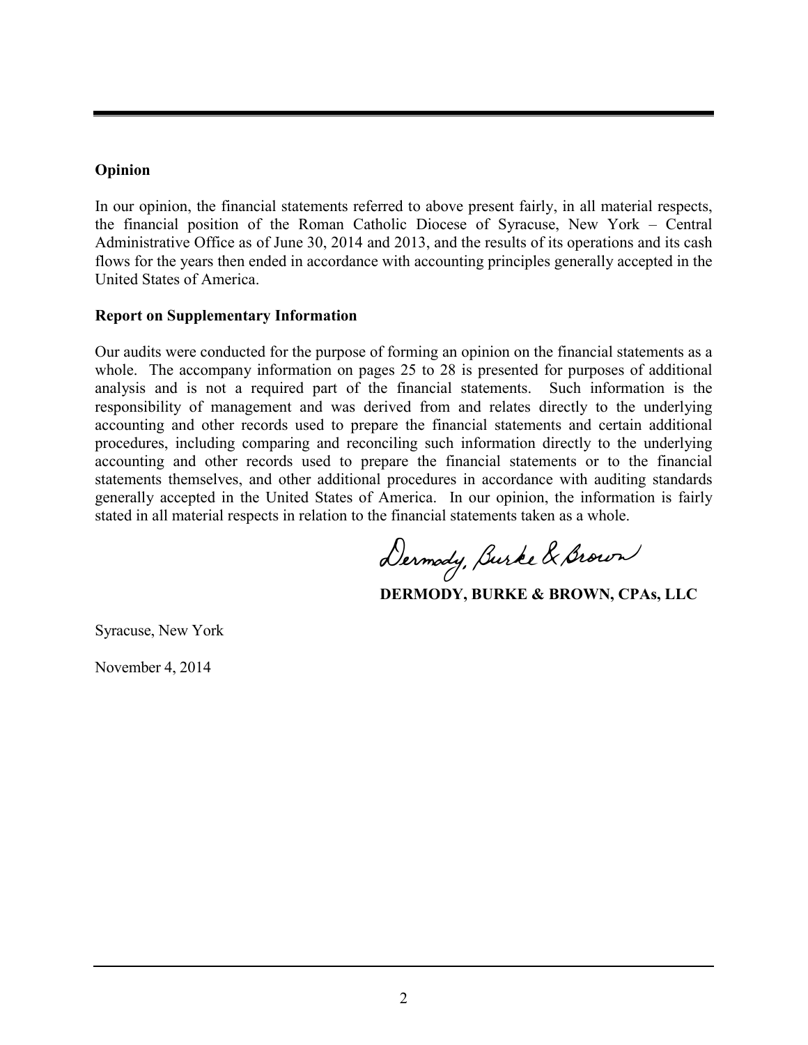## Opinion

In our opinion, the financial statements referred to above present fairly, in all material respects, the financial position of the Roman Catholic Diocese of Syracuse, New York – Central Administrative Office as of June 30, 2014 and 2013, and the results of its operations and its cash flows for the years then ended in accordance with accounting principles generally accepted in the United States of America.

## Report on Supplementary Information

Our audits were conducted for the purpose of forming an opinion on the financial statements as a whole. The accompany information on pages 25 to 28 is presented for purposes of additional analysis and is not a required part of the financial statements. Such information is the responsibility of management and was derived from and relates directly to the underlying accounting and other records used to prepare the financial statements and certain additional procedures, including comparing and reconciling such information directly to the underlying accounting and other records used to prepare the financial statements or to the financial statements themselves, and other additional procedures in accordance with auditing standards generally accepted in the United States of America. In our opinion, the information is fairly stated in all material respects in relation to the financial statements taken as a whole.

Dermody, Burke & Brown

**DERMODY, BURKE & BROWN, CPAs, LLC**

Syracuse, New York

November 4, 2014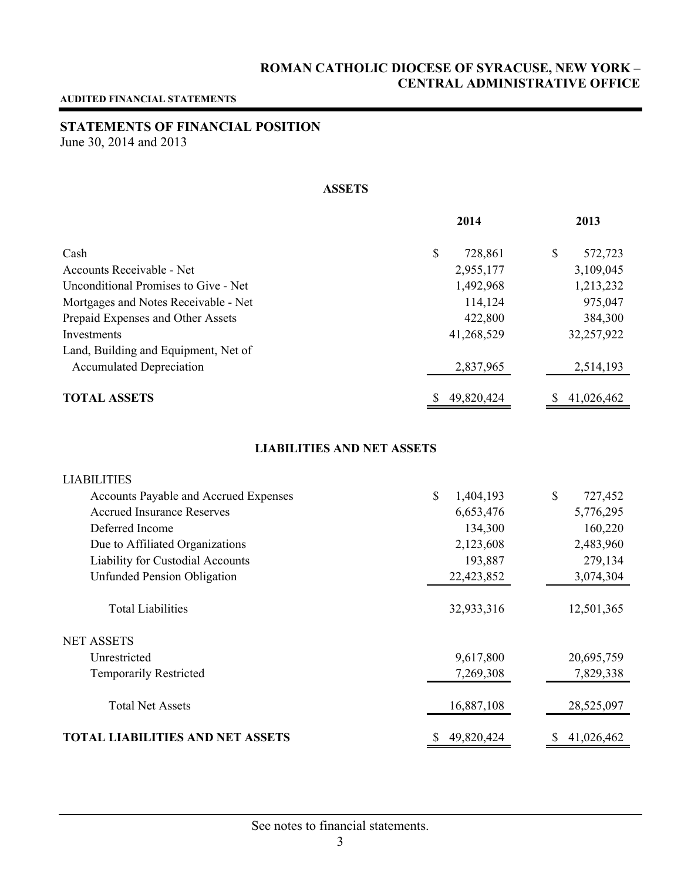# ROMAN CATHOLIC DIOCESE OF SYRACUSE, NEW YORK – CENTRAL ADMINISTRATIVE OFFICE

**AUDITED FINANCIAL STATEMENTS**

## STATEMENTS OF FINANCIAL POSITION

June 30, 2014 and 2013

### ASSETS

| | 2014 | 2013 |
|---|---|---|
| Cash | $ 728,861 | $ 572,723 |
| Accounts Receivable - Net | 2,955,177 | 3,109,045 |
| Unconditional Promises to Give - Net | 1,492,968 | 1,213,232 |
| Mortgages and Notes Receivable - Net | 114,124 | 975,047 |
| Prepaid Expenses and Other Assets | 422,800 | 384,300 |
| Investments | 41,268,529 | 32,257,922 |
| Land, Building and Equipment, Net of Accumulated Depreciation | 2,837,965 | 2,514,193 |
| **TOTAL ASSETS** | $ 49,820,424 | $ 41,026,462 |

### LIABILITIES AND NET ASSETS

| | 2014 | 2013 |
|---|---|---|
| LIABILITIES | | |
| Accounts Payable and Accrued Expenses | $ 1,404,193 | $ 727,452 |
| Accrued Insurance Reserves | 6,653,476 | 5,776,295 |
| Deferred Income | 134,300 | 160,220 |
| Due to Affiliated Organizations | 2,123,608 | 2,483,960 |
| Liability for Custodial Accounts | 193,887 | 279,134 |
| Unfunded Pension Obligation | 22,423,852 | 3,074,304 |
| Total Liabilities | 32,933,316 | 12,501,365 |
| NET ASSETS | | |
| Unrestricted | 9,617,800 | 20,695,759 |
| Temporarily Restricted | 7,269,308 | 7,829,338 |
| Total Net Assets | 16,887,108 | 28,525,097 |
| **TOTAL LIABILITIES AND NET ASSETS** | $ 49,820,424 | $ 41,026,462 |

See notes to financial statements.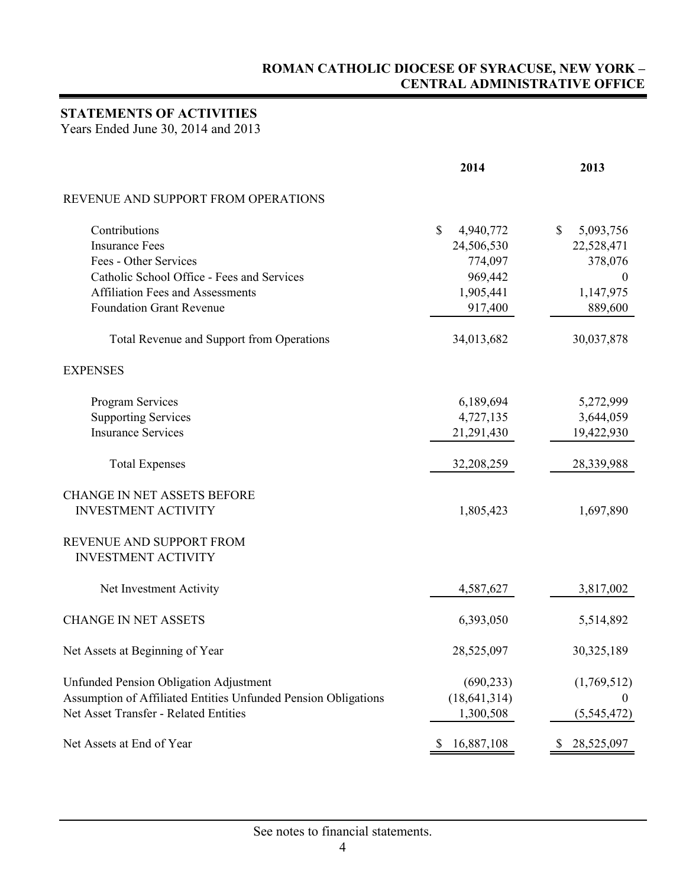## ROMAN CATHOLIC DIOCESE OF SYRACUSE, NEW YORK – CENTRAL ADMINISTRATIVE OFFICE

### STATEMENTS OF ACTIVITIES

Years Ended June 30, 2014 and 2013

| | 2014 | 2013 |
|---|---|---|
| REVENUE AND SUPPORT FROM OPERATIONS | | |
| Contributions | $ 4,940,772 | $ 5,093,756 |
| Insurance Fees | 24,506,530 | 22,528,471 |
| Fees - Other Services | 774,097 | 378,076 |
| Catholic School Office - Fees and Services | 969,442 | 0 |
| Affiliation Fees and Assessments | 1,905,441 | 1,147,975 |
| Foundation Grant Revenue | 917,400 | 889,600 |
| Total Revenue and Support from Operations | 34,013,682 | 30,037,878 |
| EXPENSES | | |
| Program Services | 6,189,694 | 5,272,999 |
| Supporting Services | 4,727,135 | 3,644,059 |
| Insurance Services | 21,291,430 | 19,422,930 |
| Total Expenses | 32,208,259 | 28,339,988 |
| CHANGE IN NET ASSETS BEFORE INVESTMENT ACTIVITY | 1,805,423 | 1,697,890 |
| REVENUE AND SUPPORT FROM INVESTMENT ACTIVITY | | |
| Net Investment Activity | 4,587,627 | 3,817,002 |
| CHANGE IN NET ASSETS | 6,393,050 | 5,514,892 |
| Net Assets at Beginning of Year | 28,525,097 | 30,325,189 |
| Unfunded Pension Obligation Adjustment | (690,233) | (1,769,512) |
| Assumption of Affiliated Entities Unfunded Pension Obligations | (18,641,314) | 0 |
| Net Asset Transfer - Related Entities | 1,300,508 | (5,545,472) |
| Net Assets at End of Year | $ 16,887,108 | $ 28,525,097 |

See notes to financial statements.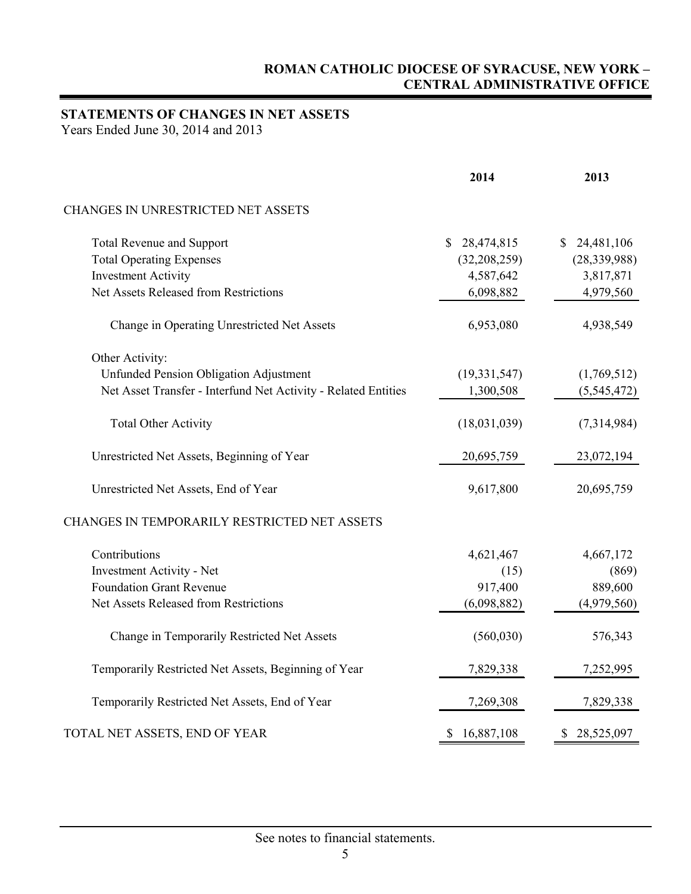# ROMAN CATHOLIC DIOCESE OF SYRACUSE, NEW YORK – CENTRAL ADMINISTRATIVE OFFICE

## STATEMENTS OF CHANGES IN NET ASSETS

Years Ended June 30, 2014 and 2013

| | 2014 | 2013 |
|---|---|---|
| CHANGES IN UNRESTRICTED NET ASSETS | | |
| Total Revenue and Support | $ 28,474,815 | $ 24,481,106 |
| Total Operating Expenses | (32,208,259) | (28,339,988) |
| Investment Activity | 4,587,642 | 3,817,871 |
| Net Assets Released from Restrictions | 6,098,882 | 4,979,560 |
| Change in Operating Unrestricted Net Assets | 6,953,080 | 4,938,549 |
| Other Activity: | | |
| Unfunded Pension Obligation Adjustment | (19,331,547) | (1,769,512) |
| Net Asset Transfer - Interfund Net Activity - Related Entities | 1,300,508 | (5,545,472) |
| Total Other Activity | (18,031,039) | (7,314,984) |
| Unrestricted Net Assets, Beginning of Year | 20,695,759 | 23,072,194 |
| Unrestricted Net Assets, End of Year | 9,617,800 | 20,695,759 |
| CHANGES IN TEMPORARILY RESTRICTED NET ASSETS | | |
| Contributions | 4,621,467 | 4,667,172 |
| Investment Activity - Net | (15) | (869) |
| Foundation Grant Revenue | 917,400 | 889,600 |
| Net Assets Released from Restrictions | (6,098,882) | (4,979,560) |
| Change in Temporarily Restricted Net Assets | (560,030) | 576,343 |
| Temporarily Restricted Net Assets, Beginning of Year | 7,829,338 | 7,252,995 |
| Temporarily Restricted Net Assets, End of Year | 7,269,308 | 7,829,338 |
| TOTAL NET ASSETS, END OF YEAR | $ 16,887,108 | $ 28,525,097 |

See notes to financial statements.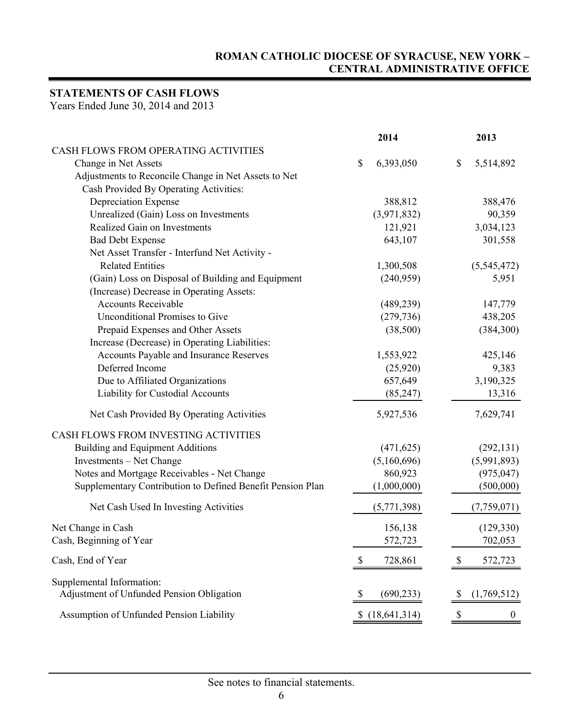## ROMAN CATHOLIC DIOCESE OF SYRACUSE, NEW YORK – CENTRAL ADMINISTRATIVE OFFICE

### STATEMENTS OF CASH FLOWS

Years Ended June 30, 2014 and 2013

| | 2014 | 2013 |
|---|---|---|
| CASH FLOWS FROM OPERATING ACTIVITIES | | |
| Change in Net Assets | $ 6,393,050 | $ 5,514,892 |
| Adjustments to Reconcile Change in Net Assets to Net Cash Provided By Operating Activities: | | |
| Depreciation Expense | 388,812 | 388,476 |
| Unrealized (Gain) Loss on Investments | (3,971,832) | 90,359 |
| Realized Gain on Investments | 121,921 | 3,034,123 |
| Bad Debt Expense | 643,107 | 301,558 |
| Net Asset Transfer - Interfund Net Activity - Related Entities | 1,300,508 | (5,545,472) |
| (Gain) Loss on Disposal of Building and Equipment | (240,959) | 5,951 |
| (Increase) Decrease in Operating Assets: | | |
| Accounts Receivable | (489,239) | 147,779 |
| Unconditional Promises to Give | (279,736) | 438,205 |
| Prepaid Expenses and Other Assets | (38,500) | (384,300) |
| Increase (Decrease) in Operating Liabilities: | | |
| Accounts Payable and Insurance Reserves | 1,553,922 | 425,146 |
| Deferred Income | (25,920) | 9,383 |
| Due to Affiliated Organizations | 657,649 | 3,190,325 |
| Liability for Custodial Accounts | (85,247) | 13,316 |
| Net Cash Provided By Operating Activities | 5,927,536 | 7,629,741 |
| CASH FLOWS FROM INVESTING ACTIVITIES | | |
| Building and Equipment Additions | (471,625) | (292,131) |
| Investments – Net Change | (5,160,696) | (5,991,893) |
| Notes and Mortgage Receivables - Net Change | 860,923 | (975,047) |
| Supplementary Contribution to Defined Benefit Pension Plan | (1,000,000) | (500,000) |
| Net Cash Used In Investing Activities | (5,771,398) | (7,759,071) |
| Net Change in Cash | 156,138 | (129,330) |
| Cash, Beginning of Year | 572,723 | 702,053 |
| Cash, End of Year | $ 728,861 | $ 572,723 |
| Supplemental Information: | | |
| Adjustment of Unfunded Pension Obligation | $ (690,233) | $ (1,769,512) |
| Assumption of Unfunded Pension Liability | $ (18,641,314) | $ 0 |

See notes to financial statements.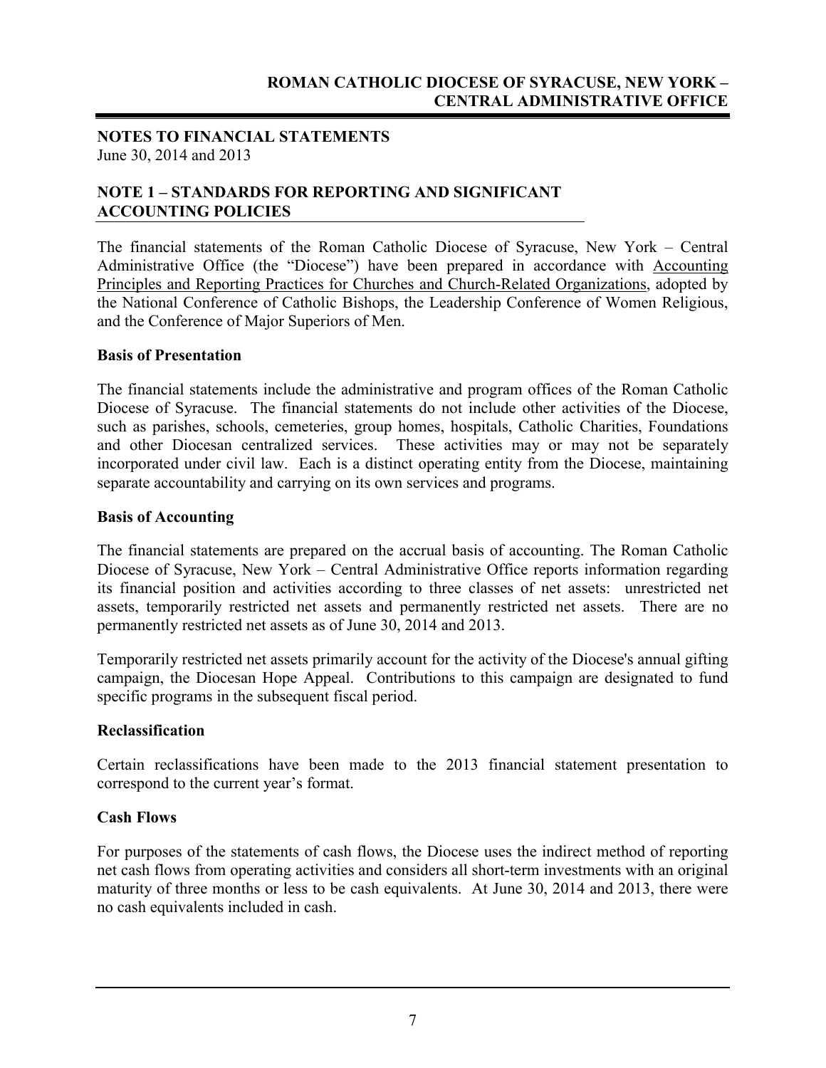## NOTES TO FINANCIAL STATEMENTS
June 30, 2014 and 2013

## NOTE 1 – STANDARDS FOR REPORTING AND SIGNIFICANT ACCOUNTING POLICIES

The financial statements of the Roman Catholic Diocese of Syracuse, New York – Central Administrative Office (the "Diocese") have been prepared in accordance with Accounting Principles and Reporting Practices for Churches and Church-Related Organizations, adopted by the National Conference of Catholic Bishops, the Leadership Conference of Women Religious, and the Conference of Major Superiors of Men.

### Basis of Presentation

The financial statements include the administrative and program offices of the Roman Catholic Diocese of Syracuse. The financial statements do not include other activities of the Diocese, such as parishes, schools, cemeteries, group homes, hospitals, Catholic Charities, Foundations and other Diocesan centralized services. These activities may or may not be separately incorporated under civil law. Each is a distinct operating entity from the Diocese, maintaining separate accountability and carrying on its own services and programs.

### Basis of Accounting

The financial statements are prepared on the accrual basis of accounting. The Roman Catholic Diocese of Syracuse, New York – Central Administrative Office reports information regarding its financial position and activities according to three classes of net assets: unrestricted net assets, temporarily restricted net assets and permanently restricted net assets. There are no permanently restricted net assets as of June 30, 2014 and 2013.

Temporarily restricted net assets primarily account for the activity of the Diocese's annual gifting campaign, the Diocesan Hope Appeal. Contributions to this campaign are designated to fund specific programs in the subsequent fiscal period.

### Reclassification

Certain reclassifications have been made to the 2013 financial statement presentation to correspond to the current year's format.

### Cash Flows

For purposes of the statements of cash flows, the Diocese uses the indirect method of reporting net cash flows from operating activities and considers all short-term investments with an original maturity of three months or less to be cash equivalents. At June 30, 2014 and 2013, there were no cash equivalents included in cash.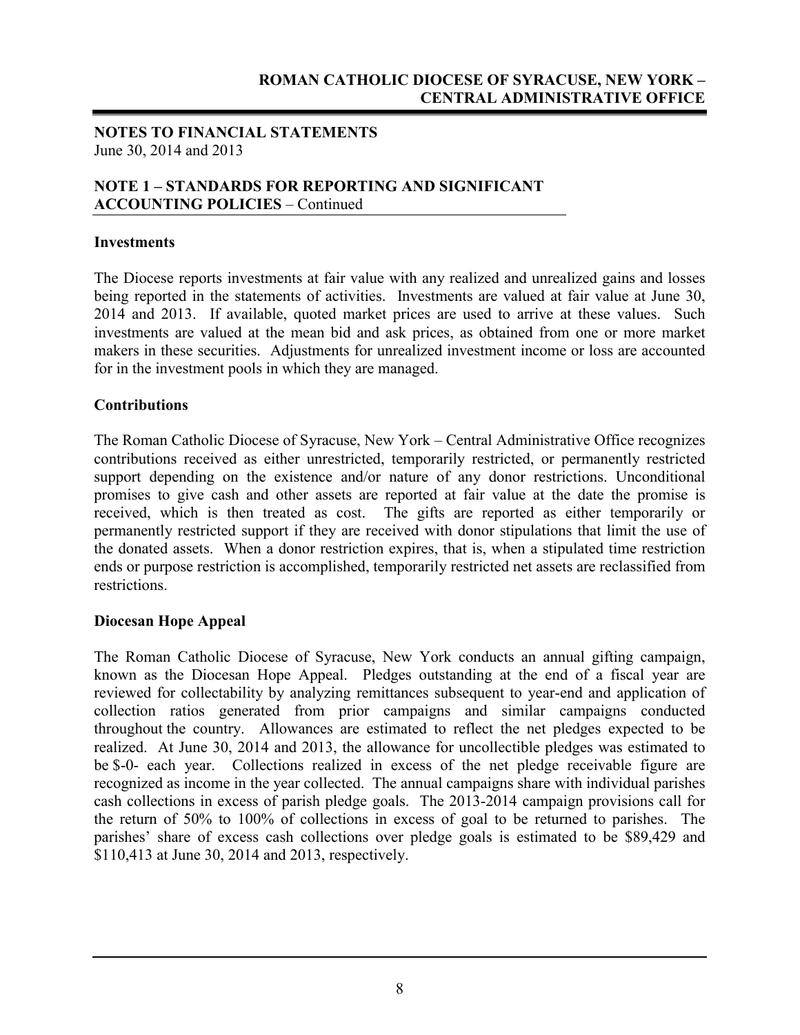## NOTES TO FINANCIAL STATEMENTS

June 30, 2014 and 2013

### NOTE 1 – STANDARDS FOR REPORTING AND SIGNIFICANT ACCOUNTING POLICIES – Continued

**Investments**

The Diocese reports investments at fair value with any realized and unrealized gains and losses being reported in the statements of activities. Investments are valued at fair value at June 30, 2014 and 2013. If available, quoted market prices are used to arrive at these values. Such investments are valued at the mean bid and ask prices, as obtained from one or more market makers in these securities. Adjustments for unrealized investment income or loss are accounted for in the investment pools in which they are managed.

**Contributions**

The Roman Catholic Diocese of Syracuse, New York – Central Administrative Office recognizes contributions received as either unrestricted, temporarily restricted, or permanently restricted support depending on the existence and/or nature of any donor restrictions. Unconditional promises to give cash and other assets are reported at fair value at the date the promise is received, which is then treated as cost. The gifts are reported as either temporarily or permanently restricted support if they are received with donor stipulations that limit the use of the donated assets. When a donor restriction expires, that is, when a stipulated time restriction ends or purpose restriction is accomplished, temporarily restricted net assets are reclassified from restrictions.

**Diocesan Hope Appeal**

The Roman Catholic Diocese of Syracuse, New York conducts an annual gifting campaign, known as the Diocesan Hope Appeal. Pledges outstanding at the end of a fiscal year are reviewed for collectability by analyzing remittances subsequent to year-end and application of collection ratios generated from prior campaigns and similar campaigns conducted throughout the country. Allowances are estimated to reflect the net pledges expected to be realized. At June 30, 2014 and 2013, the allowance for uncollectible pledges was estimated to be $-0- each year. Collections realized in excess of the net pledge receivable figure are recognized as income in the year collected. The annual campaigns share with individual parishes cash collections in excess of parish pledge goals. The 2013-2014 campaign provisions call for the return of 50% to 100% of collections in excess of goal to be returned to parishes. The parishes' share of excess cash collections over pledge goals is estimated to be $89,429 and $110,413 at June 30, 2014 and 2013, respectively.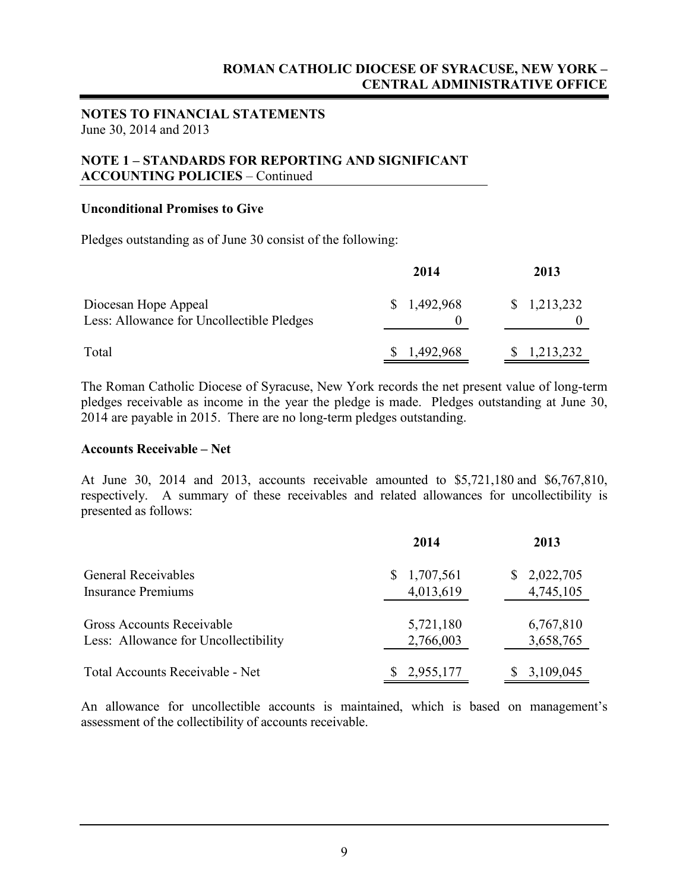## NOTES TO FINANCIAL STATEMENTS

June 30, 2014 and 2013

### NOTE 1 – STANDARDS FOR REPORTING AND SIGNIFICANT ACCOUNTING POLICIES – Continued

**Unconditional Promises to Give**

Pledges outstanding as of June 30 consist of the following:

| | 2014 | 2013 |
|---|---|---|
| Diocesan Hope Appeal | $ 1,492,968 | $ 1,213,232 |
| Less: Allowance for Uncollectible Pledges | 0 | 0 |
| Total | $ 1,492,968 | $ 1,213,232 |

The Roman Catholic Diocese of Syracuse, New York records the net present value of long-term pledges receivable as income in the year the pledge is made. Pledges outstanding at June 30, 2014 are payable in 2015. There are no long-term pledges outstanding.

**Accounts Receivable – Net**

At June 30, 2014 and 2013, accounts receivable amounted to $5,721,180 and $6,767,810, respectively. A summary of these receivables and related allowances for uncollectibility is presented as follows:

| | 2014 | 2013 |
|---|---|---|
| General Receivables | $ 1,707,561 | $ 2,022,705 |
| Insurance Premiums | 4,013,619 | 4,745,105 |
| Gross Accounts Receivable | 5,721,180 | 6,767,810 |
| Less: Allowance for Uncollectibility | 2,766,003 | 3,658,765 |
| Total Accounts Receivable - Net | $ 2,955,177 | $ 3,109,045 |

An allowance for uncollectible accounts is maintained, which is based on management's assessment of the collectibility of accounts receivable.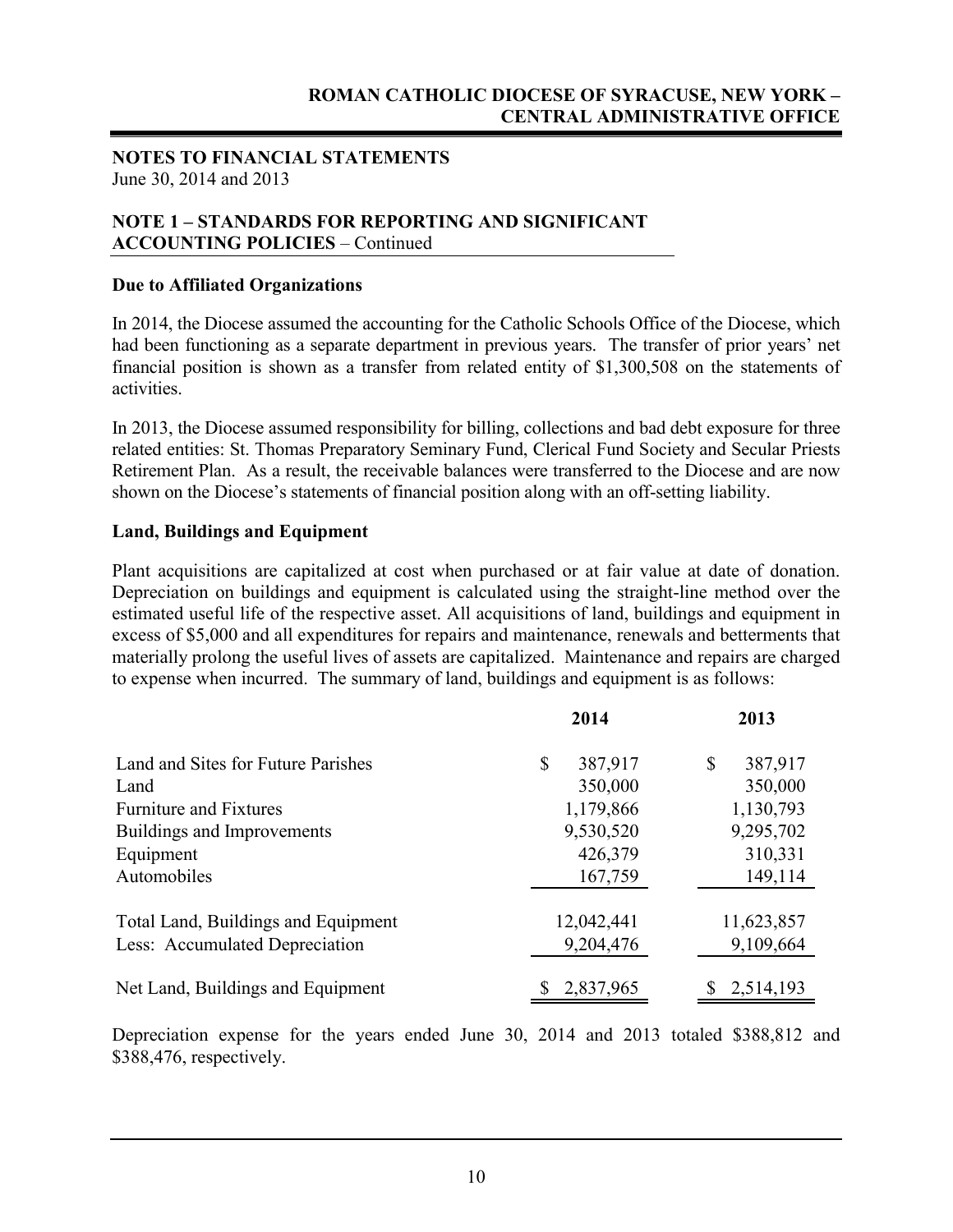## NOTES TO FINANCIAL STATEMENTS

June 30, 2014 and 2013

### NOTE 1 – STANDARDS FOR REPORTING AND SIGNIFICANT ACCOUNTING POLICIES – Continued

**Due to Affiliated Organizations**

In 2014, the Diocese assumed the accounting for the Catholic Schools Office of the Diocese, which had been functioning as a separate department in previous years. The transfer of prior years' net financial position is shown as a transfer from related entity of $1,300,508 on the statements of activities.

In 2013, the Diocese assumed responsibility for billing, collections and bad debt exposure for three related entities: St. Thomas Preparatory Seminary Fund, Clerical Fund Society and Secular Priests Retirement Plan. As a result, the receivable balances were transferred to the Diocese and are now shown on the Diocese's statements of financial position along with an off-setting liability.

**Land, Buildings and Equipment**

Plant acquisitions are capitalized at cost when purchased or at fair value at date of donation. Depreciation on buildings and equipment is calculated using the straight-line method over the estimated useful life of the respective asset. All acquisitions of land, buildings and equipment in excess of $5,000 and all expenditures for repairs and maintenance, renewals and betterments that materially prolong the useful lives of assets are capitalized. Maintenance and repairs are charged to expense when incurred. The summary of land, buildings and equipment is as follows:

| | 2014 | 2013 |
|---|---|---|
| Land and Sites for Future Parishes | $ 387,917 | $ 387,917 |
| Land | 350,000 | 350,000 |
| Furniture and Fixtures | 1,179,866 | 1,130,793 |
| Buildings and Improvements | 9,530,520 | 9,295,702 |
| Equipment | 426,379 | 310,331 |
| Automobiles | 167,759 | 149,114 |
| Total Land, Buildings and Equipment | 12,042,441 | 11,623,857 |
| Less: Accumulated Depreciation | 9,204,476 | 9,109,664 |
| Net Land, Buildings and Equipment | $ 2,837,965 | $ 2,514,193 |

Depreciation expense for the years ended June 30, 2014 and 2013 totaled $388,812 and $388,476, respectively.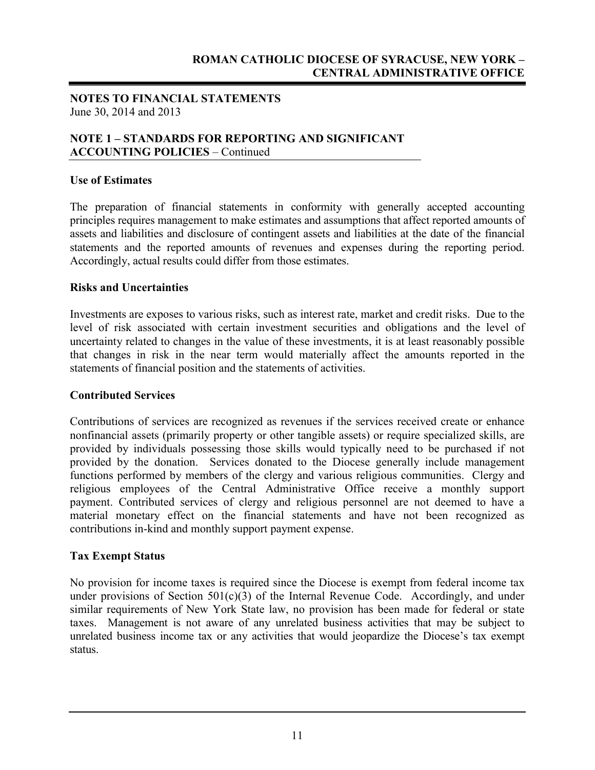**NOTES TO FINANCIAL STATEMENTS**
June 30, 2014 and 2013

## NOTE 1 – STANDARDS FOR REPORTING AND SIGNIFICANT ACCOUNTING POLICIES – Continued

### Use of Estimates

The preparation of financial statements in conformity with generally accepted accounting principles requires management to make estimates and assumptions that affect reported amounts of assets and liabilities and disclosure of contingent assets and liabilities at the date of the financial statements and the reported amounts of revenues and expenses during the reporting period. Accordingly, actual results could differ from those estimates.

### Risks and Uncertainties

Investments are exposes to various risks, such as interest rate, market and credit risks. Due to the level of risk associated with certain investment securities and obligations and the level of uncertainty related to changes in the value of these investments, it is at least reasonably possible that changes in risk in the near term would materially affect the amounts reported in the statements of financial position and the statements of activities.

### Contributed Services

Contributions of services are recognized as revenues if the services received create or enhance nonfinancial assets (primarily property or other tangible assets) or require specialized skills, are provided by individuals possessing those skills would typically need to be purchased if not provided by the donation. Services donated to the Diocese generally include management functions performed by members of the clergy and various religious communities. Clergy and religious employees of the Central Administrative Office receive a monthly support payment. Contributed services of clergy and religious personnel are not deemed to have a material monetary effect on the financial statements and have not been recognized as contributions in-kind and monthly support payment expense.

### Tax Exempt Status

No provision for income taxes is required since the Diocese is exempt from federal income tax under provisions of Section 501(c)(3) of the Internal Revenue Code. Accordingly, and under similar requirements of New York State law, no provision has been made for federal or state taxes. Management is not aware of any unrelated business activities that may be subject to unrelated business income tax or any activities that would jeopardize the Diocese's tax exempt status.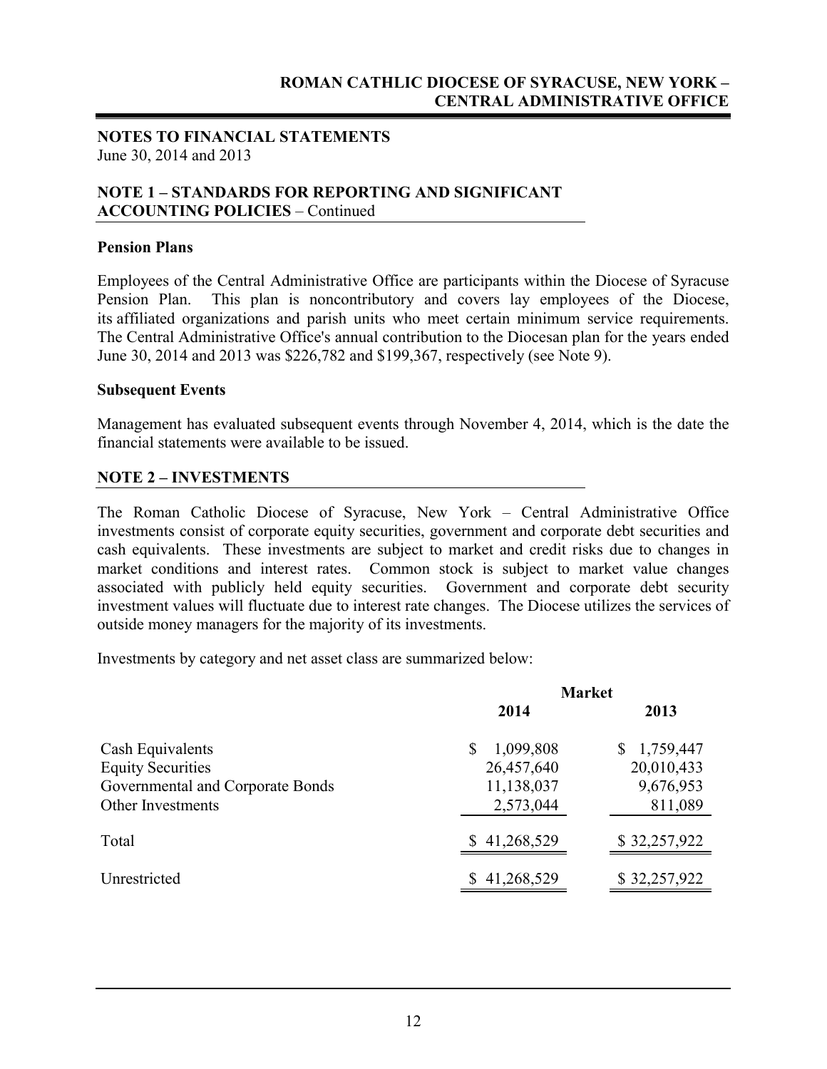## NOTES TO FINANCIAL STATEMENTS

June 30, 2014 and 2013

## NOTE 1 – STANDARDS FOR REPORTING AND SIGNIFICANT ACCOUNTING POLICIES – Continued

### Pension Plans

Employees of the Central Administrative Office are participants within the Diocese of Syracuse Pension Plan. This plan is noncontributory and covers lay employees of the Diocese, its affiliated organizations and parish units who meet certain minimum service requirements. The Central Administrative Office's annual contribution to the Diocesan plan for the years ended June 30, 2014 and 2013 was $226,782 and $199,367, respectively (see Note 9).

### Subsequent Events

Management has evaluated subsequent events through November 4, 2014, which is the date the financial statements were available to be issued.

## NOTE 2 – INVESTMENTS

The Roman Catholic Diocese of Syracuse, New York – Central Administrative Office investments consist of corporate equity securities, government and corporate debt securities and cash equivalents. These investments are subject to market and credit risks due to changes in market conditions and interest rates. Common stock is subject to market value changes associated with publicly held equity securities. Government and corporate debt security investment values will fluctuate due to interest rate changes. The Diocese utilizes the services of outside money managers for the majority of its investments.

Investments by category and net asset class are summarized below:

| | Market | |
|---|---|---|
| | 2014 | 2013 |
| Cash Equivalents | $ 1,099,808 | $ 1,759,447 |
| Equity Securities | 26,457,640 | 20,010,433 |
| Governmental and Corporate Bonds | 11,138,037 | 9,676,953 |
| Other Investments | 2,573,044 | 811,089 |
| Total | $ 41,268,529 | $ 32,257,922 |
| Unrestricted | $ 41,268,529 | $ 32,257,922 |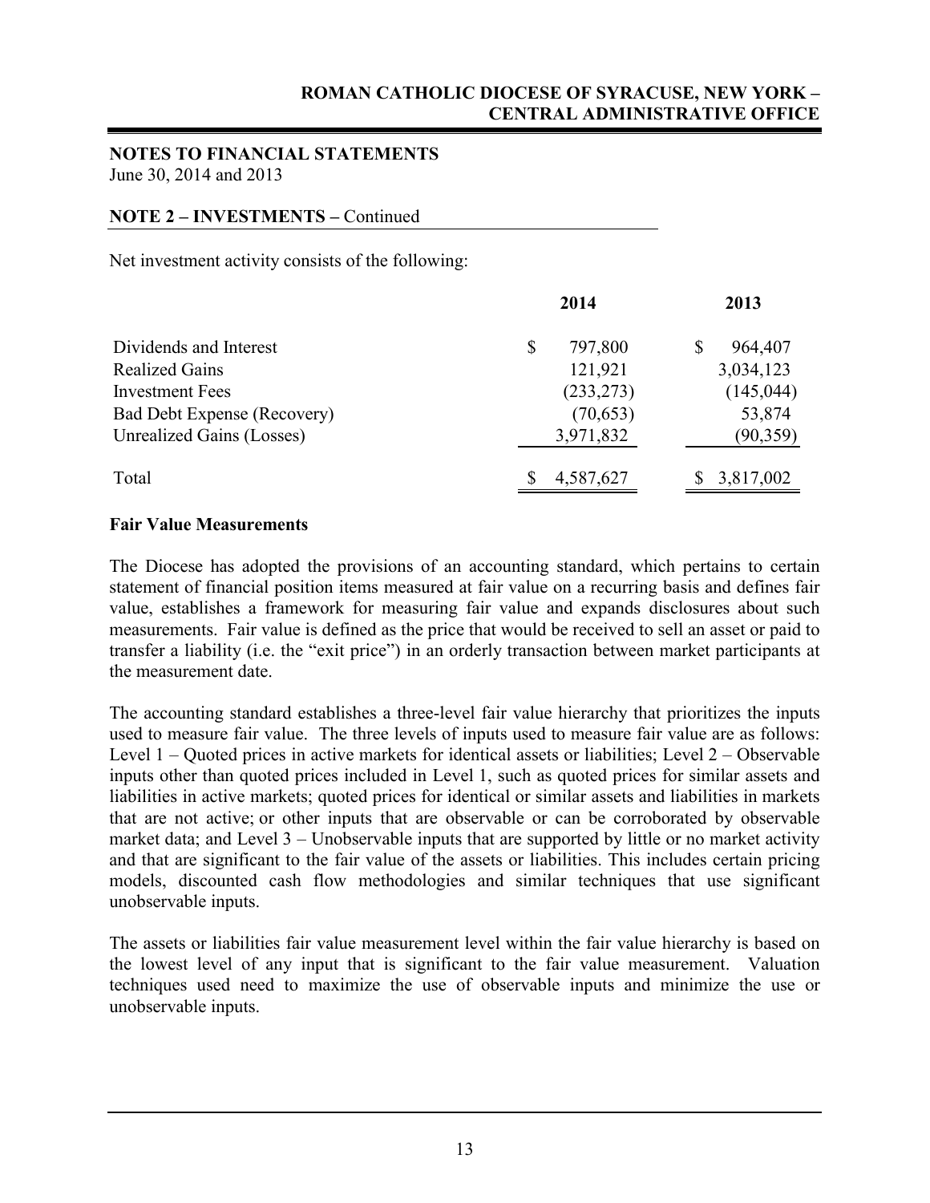**NOTES TO FINANCIAL STATEMENTS**
June 30, 2014 and 2013

**NOTE 2 – INVESTMENTS –** Continued

Net investment activity consists of the following:

| | 2014 | 2013 |
|---|---|---|
| Dividends and Interest | $ 797,800 | $ 964,407 |
| Realized Gains | 121,921 | 3,034,123 |
| Investment Fees | (233,273) | (145,044) |
| Bad Debt Expense (Recovery) | (70,653) | 53,874 |
| Unrealized Gains (Losses) | 3,971,832 | (90,359) |
| Total | $ 4,587,627 | $ 3,817,002 |

**Fair Value Measurements**

The Diocese has adopted the provisions of an accounting standard, which pertains to certain statement of financial position items measured at fair value on a recurring basis and defines fair value, establishes a framework for measuring fair value and expands disclosures about such measurements. Fair value is defined as the price that would be received to sell an asset or paid to transfer a liability (i.e. the "exit price") in an orderly transaction between market participants at the measurement date.

The accounting standard establishes a three-level fair value hierarchy that prioritizes the inputs used to measure fair value. The three levels of inputs used to measure fair value are as follows: Level 1 – Quoted prices in active markets for identical assets or liabilities; Level 2 – Observable inputs other than quoted prices included in Level 1, such as quoted prices for similar assets and liabilities in active markets; quoted prices for identical or similar assets and liabilities in markets that are not active; or other inputs that are observable or can be corroborated by observable market data; and Level 3 – Unobservable inputs that are supported by little or no market activity and that are significant to the fair value of the assets or liabilities. This includes certain pricing models, discounted cash flow methodologies and similar techniques that use significant unobservable inputs.

The assets or liabilities fair value measurement level within the fair value hierarchy is based on the lowest level of any input that is significant to the fair value measurement. Valuation techniques used need to maximize the use of observable inputs and minimize the use or unobservable inputs.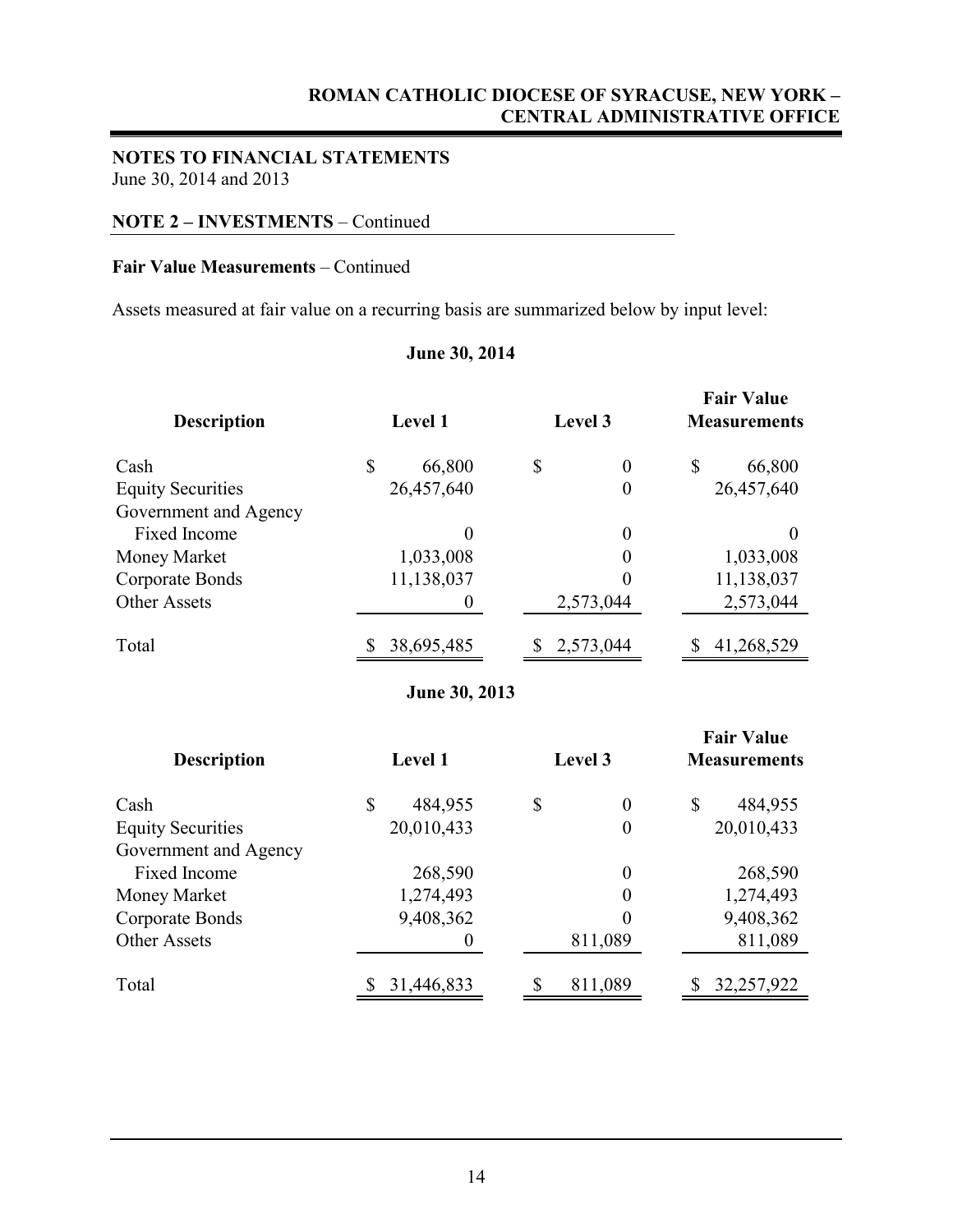## NOTES TO FINANCIAL STATEMENTS

June 30, 2014 and 2013

### NOTE 2 – INVESTMENTS – Continued

**Fair Value Measurements** – Continued

Assets measured at fair value on a recurring basis are summarized below by input level:

**June 30, 2014**

| Description | Level 1 | Level 3 | Fair Value Measurements |
|---|---|---|---|
| Cash | $ 66,800 | $ 0 | $ 66,800 |
| Equity Securities | 26,457,640 | 0 | 26,457,640 |
| Government and Agency Fixed Income | 0 | 0 | 0 |
| Money Market | 1,033,008 | 0 | 1,033,008 |
| Corporate Bonds | 11,138,037 | 0 | 11,138,037 |
| Other Assets | 0 | 2,573,044 | 2,573,044 |
| Total | $ 38,695,485 | $ 2,573,044 | $ 41,268,529 |

**June 30, 2013**

| Description | Level 1 | Level 3 | Fair Value Measurements |
|---|---|---|---|
| Cash | $ 484,955 | $ 0 | $ 484,955 |
| Equity Securities | 20,010,433 | 0 | 20,010,433 |
| Government and Agency Fixed Income | 268,590 | 0 | 268,590 |
| Money Market | 1,274,493 | 0 | 1,274,493 |
| Corporate Bonds | 9,408,362 | 0 | 9,408,362 |
| Other Assets | 0 | 811,089 | 811,089 |
| Total | $ 31,446,833 | $ 811,089 | $ 32,257,922 |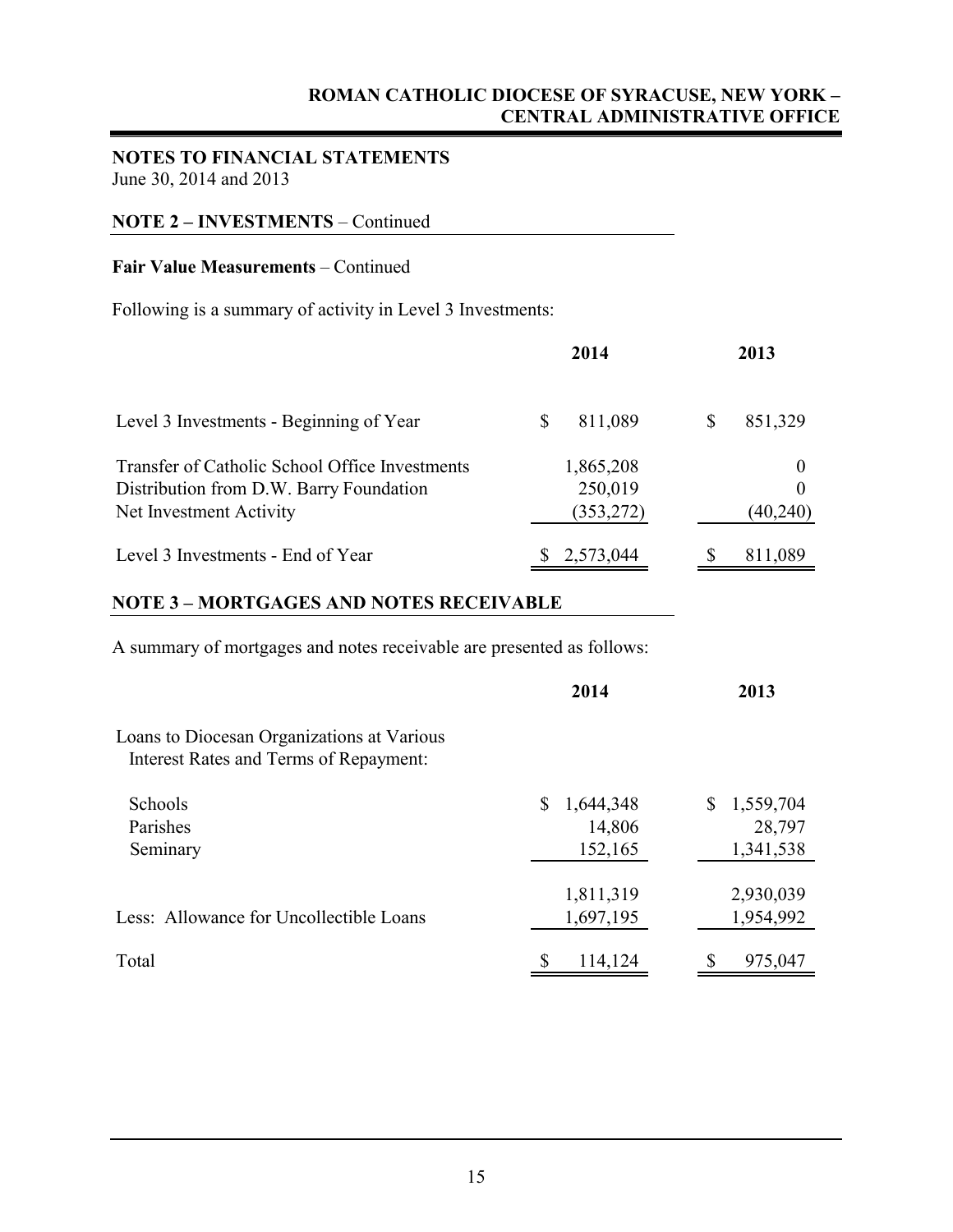**NOTES TO FINANCIAL STATEMENTS**
June 30, 2014 and 2013

## NOTE 2 – INVESTMENTS – Continued

**Fair Value Measurements** – Continued

Following is a summary of activity in Level 3 Investments:

| | 2014 | 2013 |
|---|---|---|
| Level 3 Investments - Beginning of Year | $ 811,089 | $ 851,329 |
| Transfer of Catholic School Office Investments | 1,865,208 | 0 |
| Distribution from D.W. Barry Foundation | 250,019 | 0 |
| Net Investment Activity | (353,272) | (40,240) |
| Level 3 Investments - End of Year | $ 2,573,044 | $ 811,089 |

## NOTE 3 – MORTGAGES AND NOTES RECEIVABLE

A summary of mortgages and notes receivable are presented as follows:

| | 2014 | 2013 |
|---|---|---|
| Loans to Diocesan Organizations at Various Interest Rates and Terms of Repayment: | | |
| Schools | $ 1,644,348 | $ 1,559,704 |
| Parishes | 14,806 | 28,797 |
| Seminary | 152,165 | 1,341,538 |
| | 1,811,319 | 2,930,039 |
| Less: Allowance for Uncollectible Loans | 1,697,195 | 1,954,992 |
| Total | $ 114,124 | $ 975,047 |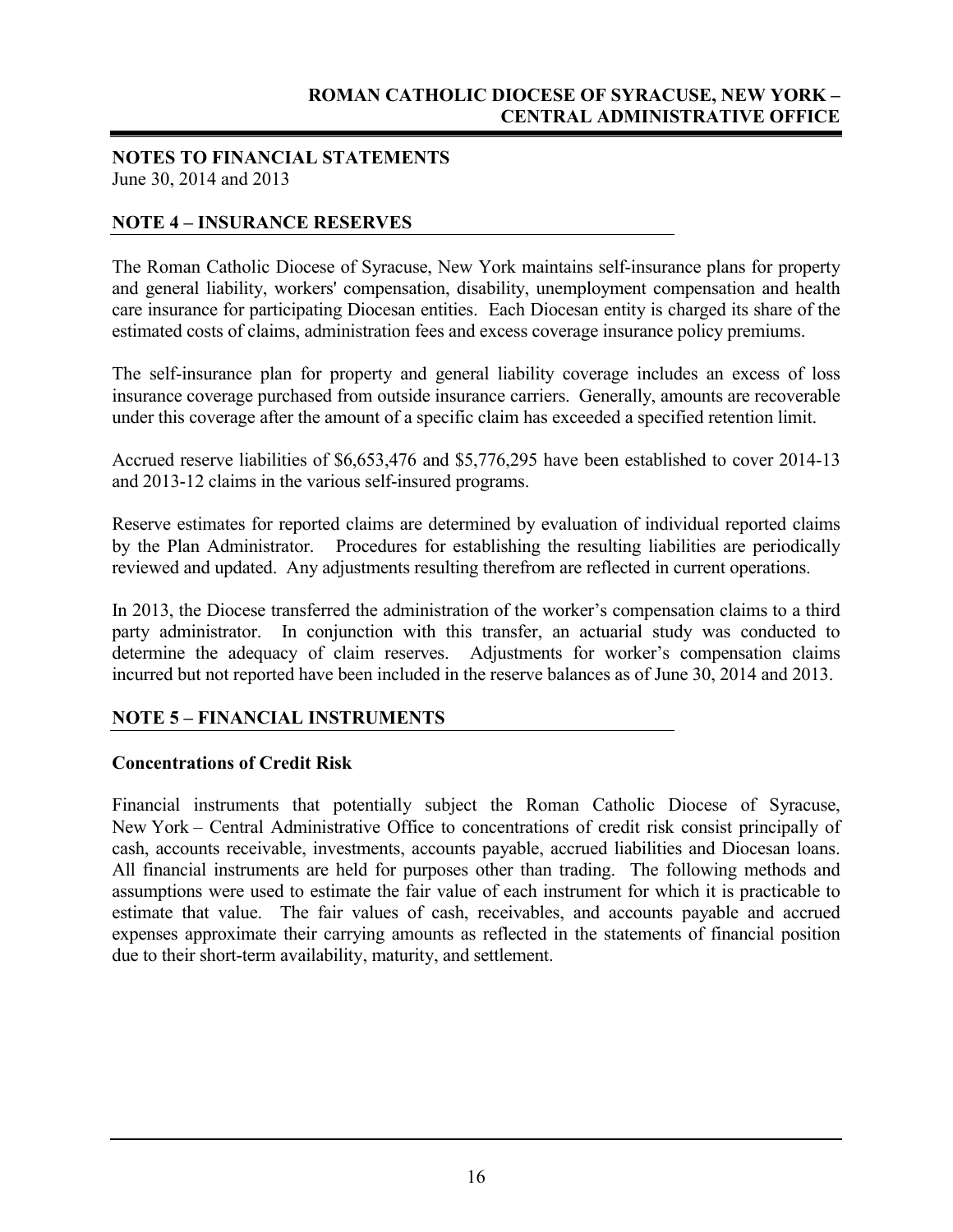## NOTES TO FINANCIAL STATEMENTS

June 30, 2014 and 2013

## NOTE 4 – INSURANCE RESERVES

The Roman Catholic Diocese of Syracuse, New York maintains self-insurance plans for property and general liability, workers' compensation, disability, unemployment compensation and health care insurance for participating Diocesan entities. Each Diocesan entity is charged its share of the estimated costs of claims, administration fees and excess coverage insurance policy premiums.

The self-insurance plan for property and general liability coverage includes an excess of loss insurance coverage purchased from outside insurance carriers. Generally, amounts are recoverable under this coverage after the amount of a specific claim has exceeded a specified retention limit.

Accrued reserve liabilities of $6,653,476 and $5,776,295 have been established to cover 2014-13 and 2013-12 claims in the various self-insured programs.

Reserve estimates for reported claims are determined by evaluation of individual reported claims by the Plan Administrator. Procedures for establishing the resulting liabilities are periodically reviewed and updated. Any adjustments resulting therefrom are reflected in current operations.

In 2013, the Diocese transferred the administration of the worker's compensation claims to a third party administrator. In conjunction with this transfer, an actuarial study was conducted to determine the adequacy of claim reserves. Adjustments for worker's compensation claims incurred but not reported have been included in the reserve balances as of June 30, 2014 and 2013.

## NOTE 5 – FINANCIAL INSTRUMENTS

### Concentrations of Credit Risk

Financial instruments that potentially subject the Roman Catholic Diocese of Syracuse, New York – Central Administrative Office to concentrations of credit risk consist principally of cash, accounts receivable, investments, accounts payable, accrued liabilities and Diocesan loans. All financial instruments are held for purposes other than trading. The following methods and assumptions were used to estimate the fair value of each instrument for which it is practicable to estimate that value. The fair values of cash, receivables, and accounts payable and accrued expenses approximate their carrying amounts as reflected in the statements of financial position due to their short-term availability, maturity, and settlement.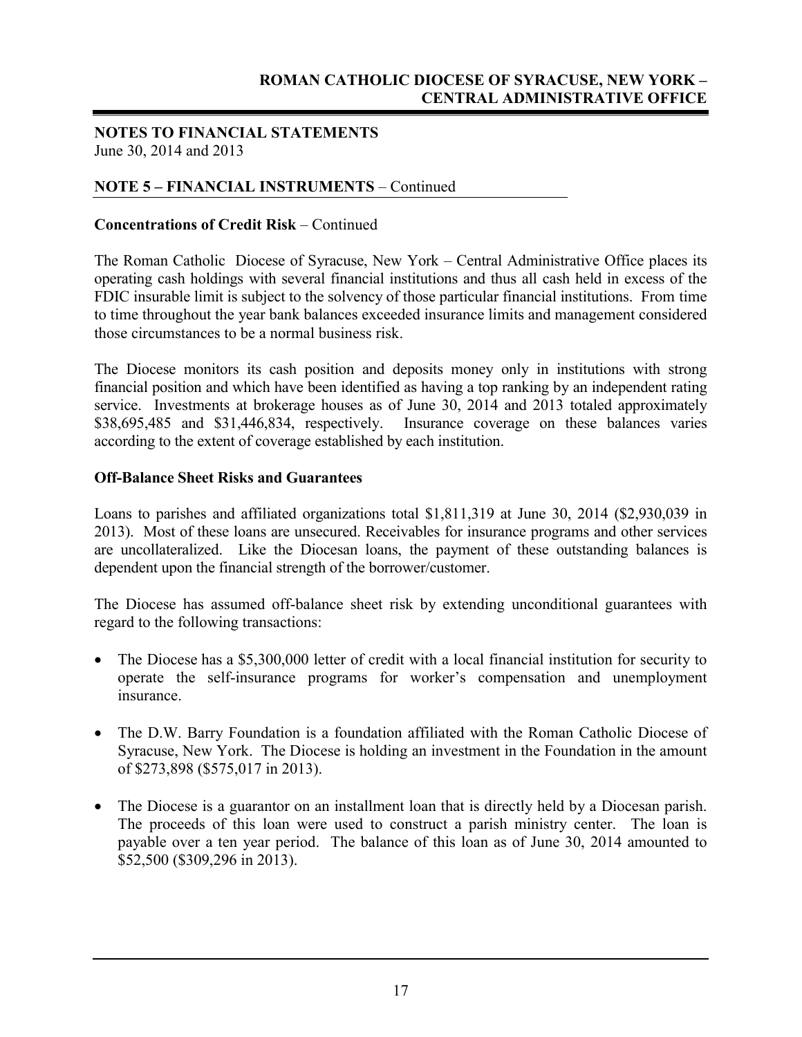## NOTES TO FINANCIAL STATEMENTS

June 30, 2014 and 2013

## NOTE 5 – FINANCIAL INSTRUMENTS – Continued

### Concentrations of Credit Risk – Continued

The Roman Catholic Diocese of Syracuse, New York – Central Administrative Office places its operating cash holdings with several financial institutions and thus all cash held in excess of the FDIC insurable limit is subject to the solvency of those particular financial institutions. From time to time throughout the year bank balances exceeded insurance limits and management considered those circumstances to be a normal business risk.

The Diocese monitors its cash position and deposits money only in institutions with strong financial position and which have been identified as having a top ranking by an independent rating service. Investments at brokerage houses as of June 30, 2014 and 2013 totaled approximately \$38,695,485 and \$31,446,834, respectively. Insurance coverage on these balances varies according to the extent of coverage established by each institution.

### Off-Balance Sheet Risks and Guarantees

Loans to parishes and affiliated organizations total \$1,811,319 at June 30, 2014 (\$2,930,039 in 2013). Most of these loans are unsecured. Receivables for insurance programs and other services are uncollateralized. Like the Diocesan loans, the payment of these outstanding balances is dependent upon the financial strength of the borrower/customer.

The Diocese has assumed off-balance sheet risk by extending unconditional guarantees with regard to the following transactions:

- The Diocese has a \$5,300,000 letter of credit with a local financial institution for security to operate the self-insurance programs for worker's compensation and unemployment insurance.
- The D.W. Barry Foundation is a foundation affiliated with the Roman Catholic Diocese of Syracuse, New York. The Diocese is holding an investment in the Foundation in the amount of \$273,898 (\$575,017 in 2013).
- The Diocese is a guarantor on an installment loan that is directly held by a Diocesan parish. The proceeds of this loan were used to construct a parish ministry center. The loan is payable over a ten year period. The balance of this loan as of June 30, 2014 amounted to \$52,500 (\$309,296 in 2013).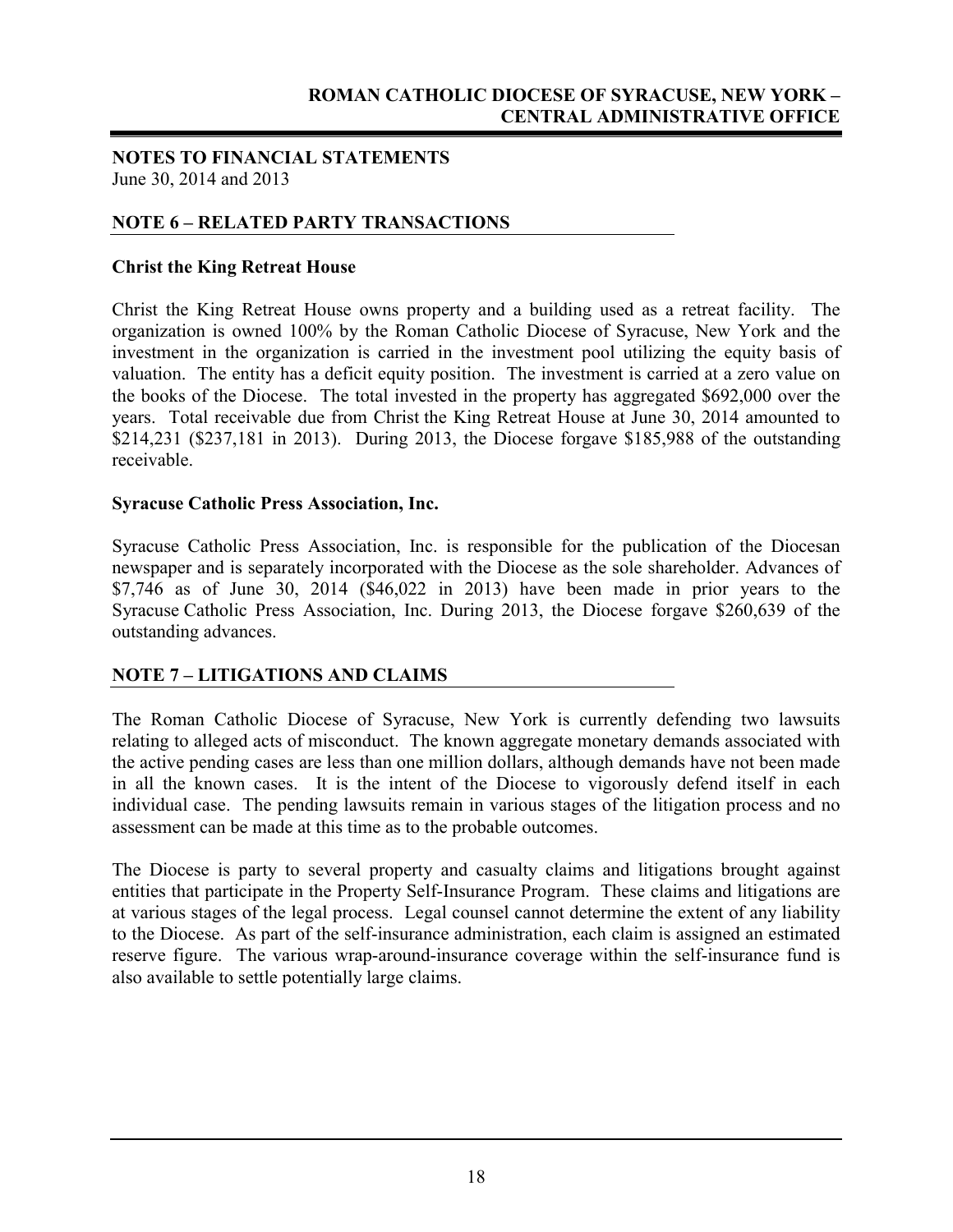**NOTES TO FINANCIAL STATEMENTS**
June 30, 2014 and 2013

## NOTE 6 – RELATED PARTY TRANSACTIONS

**Christ the King Retreat House**

Christ the King Retreat House owns property and a building used as a retreat facility. The organization is owned 100% by the Roman Catholic Diocese of Syracuse, New York and the investment in the organization is carried in the investment pool utilizing the equity basis of valuation. The entity has a deficit equity position. The investment is carried at a zero value on the books of the Diocese. The total invested in the property has aggregated $692,000 over the years. Total receivable due from Christ the King Retreat House at June 30, 2014 amounted to $214,231 ($237,181 in 2013). During 2013, the Diocese forgave $185,988 of the outstanding receivable.

**Syracuse Catholic Press Association, Inc.**

Syracuse Catholic Press Association, Inc. is responsible for the publication of the Diocesan newspaper and is separately incorporated with the Diocese as the sole shareholder. Advances of $7,746 as of June 30, 2014 ($46,022 in 2013) have been made in prior years to the Syracuse Catholic Press Association, Inc. During 2013, the Diocese forgave $260,639 of the outstanding advances.

## NOTE 7 – LITIGATIONS AND CLAIMS

The Roman Catholic Diocese of Syracuse, New York is currently defending two lawsuits relating to alleged acts of misconduct. The known aggregate monetary demands associated with the active pending cases are less than one million dollars, although demands have not been made in all the known cases. It is the intent of the Diocese to vigorously defend itself in each individual case. The pending lawsuits remain in various stages of the litigation process and no assessment can be made at this time as to the probable outcomes.

The Diocese is party to several property and casualty claims and litigations brought against entities that participate in the Property Self-Insurance Program. These claims and litigations are at various stages of the legal process. Legal counsel cannot determine the extent of any liability to the Diocese. As part of the self-insurance administration, each claim is assigned an estimated reserve figure. The various wrap-around-insurance coverage within the self-insurance fund is also available to settle potentially large claims.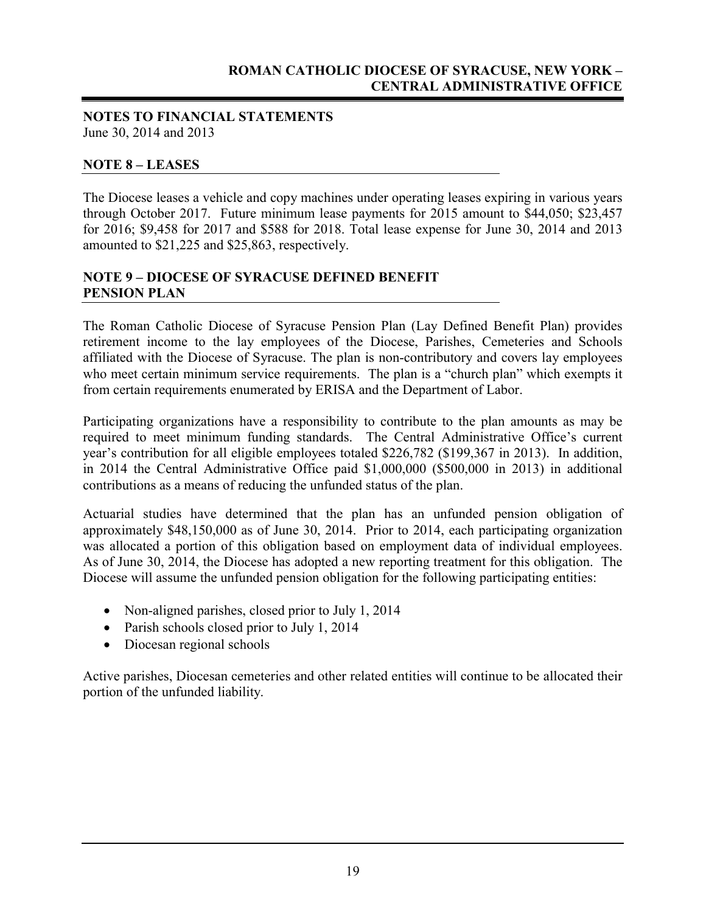## NOTES TO FINANCIAL STATEMENTS

June 30, 2014 and 2013

### NOTE 8 – LEASES

The Diocese leases a vehicle and copy machines under operating leases expiring in various years through October 2017. Future minimum lease payments for 2015 amount to $44,050; $23,457 for 2016; $9,458 for 2017 and $588 for 2018. Total lease expense for June 30, 2014 and 2013 amounted to $21,225 and $25,863, respectively.

### NOTE 9 – DIOCESE OF SYRACUSE DEFINED BENEFIT PENSION PLAN

The Roman Catholic Diocese of Syracuse Pension Plan (Lay Defined Benefit Plan) provides retirement income to the lay employees of the Diocese, Parishes, Cemeteries and Schools affiliated with the Diocese of Syracuse. The plan is non-contributory and covers lay employees who meet certain minimum service requirements. The plan is a "church plan" which exempts it from certain requirements enumerated by ERISA and the Department of Labor.

Participating organizations have a responsibility to contribute to the plan amounts as may be required to meet minimum funding standards. The Central Administrative Office's current year's contribution for all eligible employees totaled $226,782 ($199,367 in 2013). In addition, in 2014 the Central Administrative Office paid $1,000,000 ($500,000 in 2013) in additional contributions as a means of reducing the unfunded status of the plan.

Actuarial studies have determined that the plan has an unfunded pension obligation of approximately $48,150,000 as of June 30, 2014. Prior to 2014, each participating organization was allocated a portion of this obligation based on employment data of individual employees. As of June 30, 2014, the Diocese has adopted a new reporting treatment for this obligation. The Diocese will assume the unfunded pension obligation for the following participating entities:

- Non-aligned parishes, closed prior to July 1, 2014
- Parish schools closed prior to July 1, 2014
- Diocesan regional schools

Active parishes, Diocesan cemeteries and other related entities will continue to be allocated their portion of the unfunded liability.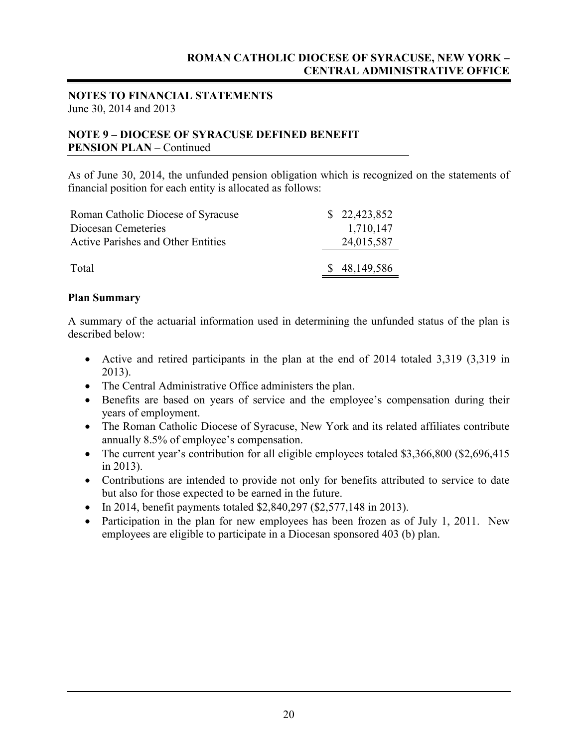**NOTES TO FINANCIAL STATEMENTS**
June 30, 2014 and 2013

**NOTE 9 – DIOCESE OF SYRACUSE DEFINED BENEFIT PENSION PLAN** – Continued

As of June 30, 2014, the unfunded pension obligation which is recognized on the statements of financial position for each entity is allocated as follows:

| | |
|---|---|
| Roman Catholic Diocese of Syracuse | $ 22,423,852 |
| Diocesan Cemeteries | 1,710,147 |
| Active Parishes and Other Entities | 24,015,587 |
| Total | $ 48,149,586 |

**Plan Summary**

A summary of the actuarial information used in determining the unfunded status of the plan is described below:

- Active and retired participants in the plan at the end of 2014 totaled 3,319 (3,319 in 2013).
- The Central Administrative Office administers the plan.
- Benefits are based on years of service and the employee's compensation during their years of employment.
- The Roman Catholic Diocese of Syracuse, New York and its related affiliates contribute annually 8.5% of employee's compensation.
- The current year's contribution for all eligible employees totaled $3,366,800 ($2,696,415 in 2013).
- Contributions are intended to provide not only for benefits attributed to service to date but also for those expected to be earned in the future.
- In 2014, benefit payments totaled $2,840,297 ($2,577,148 in 2013).
- Participation in the plan for new employees has been frozen as of July 1, 2011. New employees are eligible to participate in a Diocesan sponsored 403 (b) plan.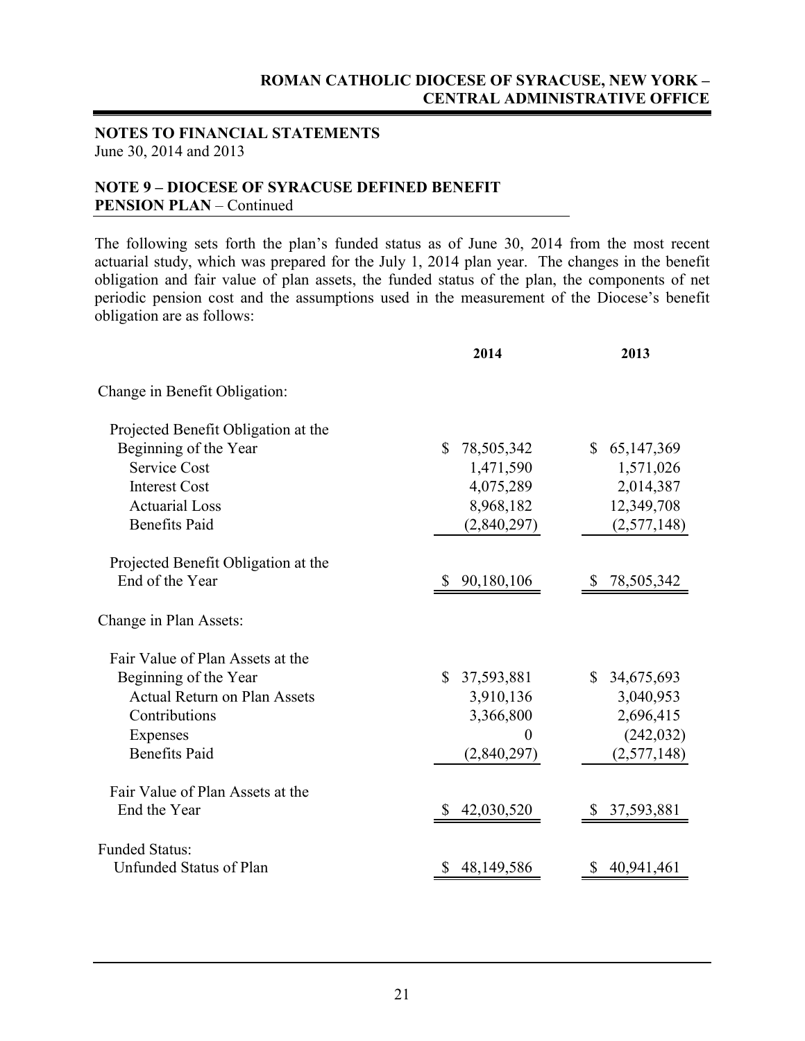**NOTES TO FINANCIAL STATEMENTS**
June 30, 2014 and 2013

**NOTE 9 – DIOCESE OF SYRACUSE DEFINED BENEFIT PENSION PLAN** – Continued

The following sets forth the plan's funded status as of June 30, 2014 from the most recent actuarial study, which was prepared for the July 1, 2014 plan year. The changes in the benefit obligation and fair value of plan assets, the funded status of the plan, the components of net periodic pension cost and the assumptions used in the measurement of the Diocese's benefit obligation are as follows:

| | 2014 | 2013 |
|---|---|---|
| Change in Benefit Obligation: | | |
| Projected Benefit Obligation at the Beginning of the Year | $ 78,505,342 | $ 65,147,369 |
| Service Cost | 1,471,590 | 1,571,026 |
| Interest Cost | 4,075,289 | 2,014,387 |
| Actuarial Loss | 8,968,182 | 12,349,708 |
| Benefits Paid | (2,840,297) | (2,577,148) |
| Projected Benefit Obligation at the End of the Year | $ 90,180,106 | $ 78,505,342 |
| Change in Plan Assets: | | |
| Fair Value of Plan Assets at the Beginning of the Year | $ 37,593,881 | $ 34,675,693 |
| Actual Return on Plan Assets | 3,910,136 | 3,040,953 |
| Contributions | 3,366,800 | 2,696,415 |
| Expenses | 0 | (242,032) |
| Benefits Paid | (2,840,297) | (2,577,148) |
| Fair Value of Plan Assets at the End the Year | $ 42,030,520 | $ 37,593,881 |
| Funded Status: | | |
| Unfunded Status of Plan | $ 48,149,586 | $ 40,941,461 |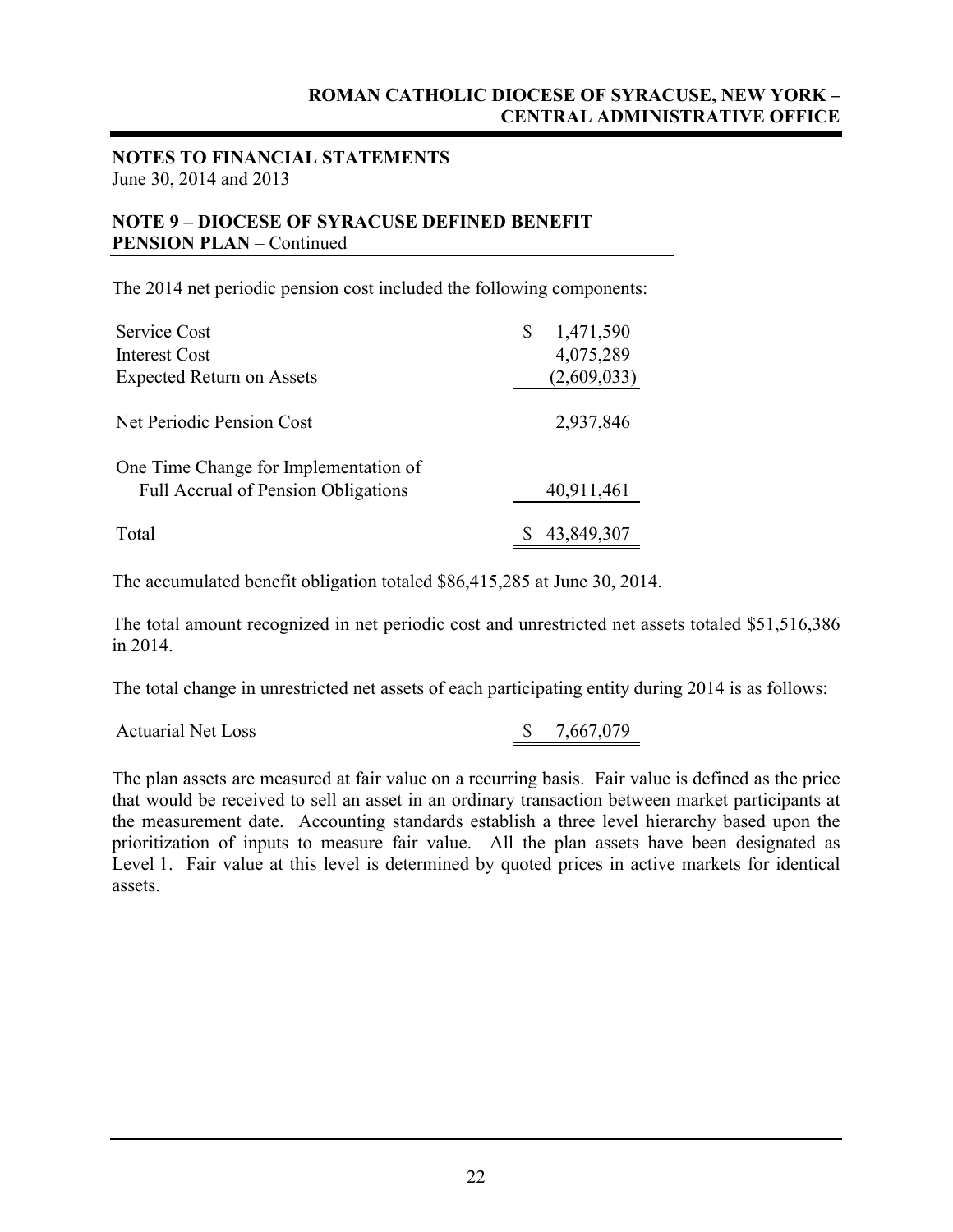**NOTES TO FINANCIAL STATEMENTS**
June 30, 2014 and 2013

**NOTE 9 – DIOCESE OF SYRACUSE DEFINED BENEFIT PENSION PLAN** – Continued

The 2014 net periodic pension cost included the following components:

| | |
|---|---|
| Service Cost | $ 1,471,590 |
| Interest Cost | 4,075,289 |
| Expected Return on Assets | (2,609,033) |
| Net Periodic Pension Cost | 2,937,846 |
| One Time Change for Implementation of Full Accrual of Pension Obligations | 40,911,461 |
| Total | $ 43,849,307 |

The accumulated benefit obligation totaled $86,415,285 at June 30, 2014.

The total amount recognized in net periodic cost and unrestricted net assets totaled $51,516,386 in 2014.

The total change in unrestricted net assets of each participating entity during 2014 is as follows:

| | |
|---|---|
| Actuarial Net Loss | $ 7,667,079 |

The plan assets are measured at fair value on a recurring basis. Fair value is defined as the price that would be received to sell an asset in an ordinary transaction between market participants at the measurement date. Accounting standards establish a three level hierarchy based upon the prioritization of inputs to measure fair value. All the plan assets have been designated as Level 1. Fair value at this level is determined by quoted prices in active markets for identical assets.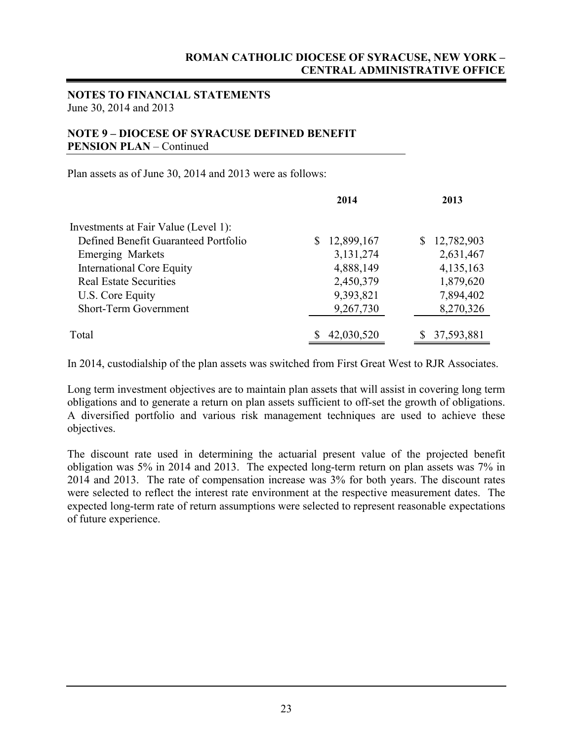**NOTES TO FINANCIAL STATEMENTS**
June 30, 2014 and 2013

**NOTE 9 – DIOCESE OF SYRACUSE DEFINED BENEFIT PENSION PLAN** – Continued

Plan assets as of June 30, 2014 and 2013 were as follows:

| | 2014 | 2013 |
|---|---|---|
| Investments at Fair Value (Level 1): | | |
| Defined Benefit Guaranteed Portfolio | $ 12,899,167 | $ 12,782,903 |
| Emerging Markets | 3,131,274 | 2,631,467 |
| International Core Equity | 4,888,149 | 4,135,163 |
| Real Estate Securities | 2,450,379 | 1,879,620 |
| U.S. Core Equity | 9,393,821 | 7,894,402 |
| Short-Term Government | 9,267,730 | 8,270,326 |
| Total | $ 42,030,520 | $ 37,593,881 |

In 2014, custodialship of the plan assets was switched from First Great West to RJR Associates.

Long term investment objectives are to maintain plan assets that will assist in covering long term obligations and to generate a return on plan assets sufficient to off-set the growth of obligations. A diversified portfolio and various risk management techniques are used to achieve these objectives.

The discount rate used in determining the actuarial present value of the projected benefit obligation was 5% in 2014 and 2013. The expected long-term return on plan assets was 7% in 2014 and 2013. The rate of compensation increase was 3% for both years. The discount rates were selected to reflect the interest rate environment at the respective measurement dates. The expected long-term rate of return assumptions were selected to represent reasonable expectations of future experience.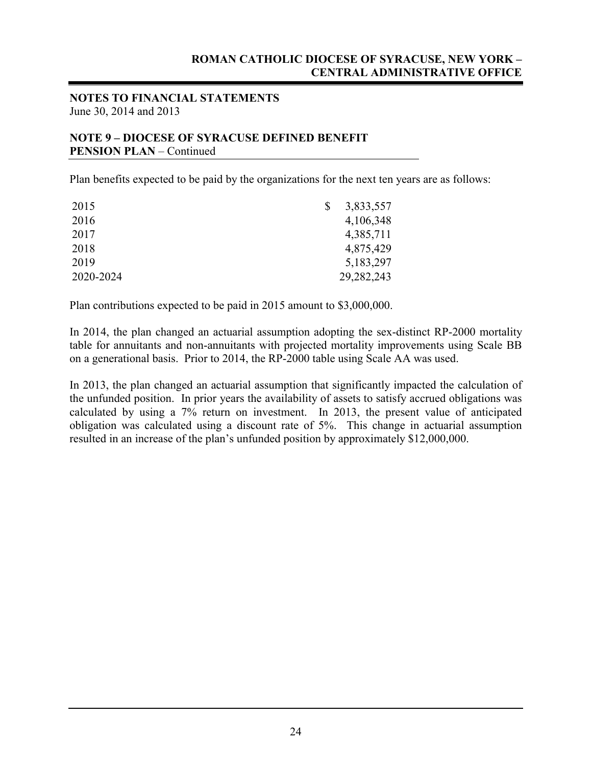**NOTES TO FINANCIAL STATEMENTS**
June 30, 2014 and 2013

**NOTE 9 – DIOCESE OF SYRACUSE DEFINED BENEFIT PENSION PLAN** – Continued

Plan benefits expected to be paid by the organizations for the next ten years are as follows:

| | |
|---|---|
| 2015 | $ 3,833,557 |
| 2016 | 4,106,348 |
| 2017 | 4,385,711 |
| 2018 | 4,875,429 |
| 2019 | 5,183,297 |
| 2020-2024 | 29,282,243 |

Plan contributions expected to be paid in 2015 amount to $3,000,000.

In 2014, the plan changed an actuarial assumption adopting the sex-distinct RP-2000 mortality table for annuitants and non-annuitants with projected mortality improvements using Scale BB on a generational basis. Prior to 2014, the RP-2000 table using Scale AA was used.

In 2013, the plan changed an actuarial assumption that significantly impacted the calculation of the unfunded position. In prior years the availability of assets to satisfy accrued obligations was calculated by using a 7% return on investment. In 2013, the present value of anticipated obligation was calculated using a discount rate of 5%. This change in actuarial assumption resulted in an increase of the plan's unfunded position by approximately $12,000,000.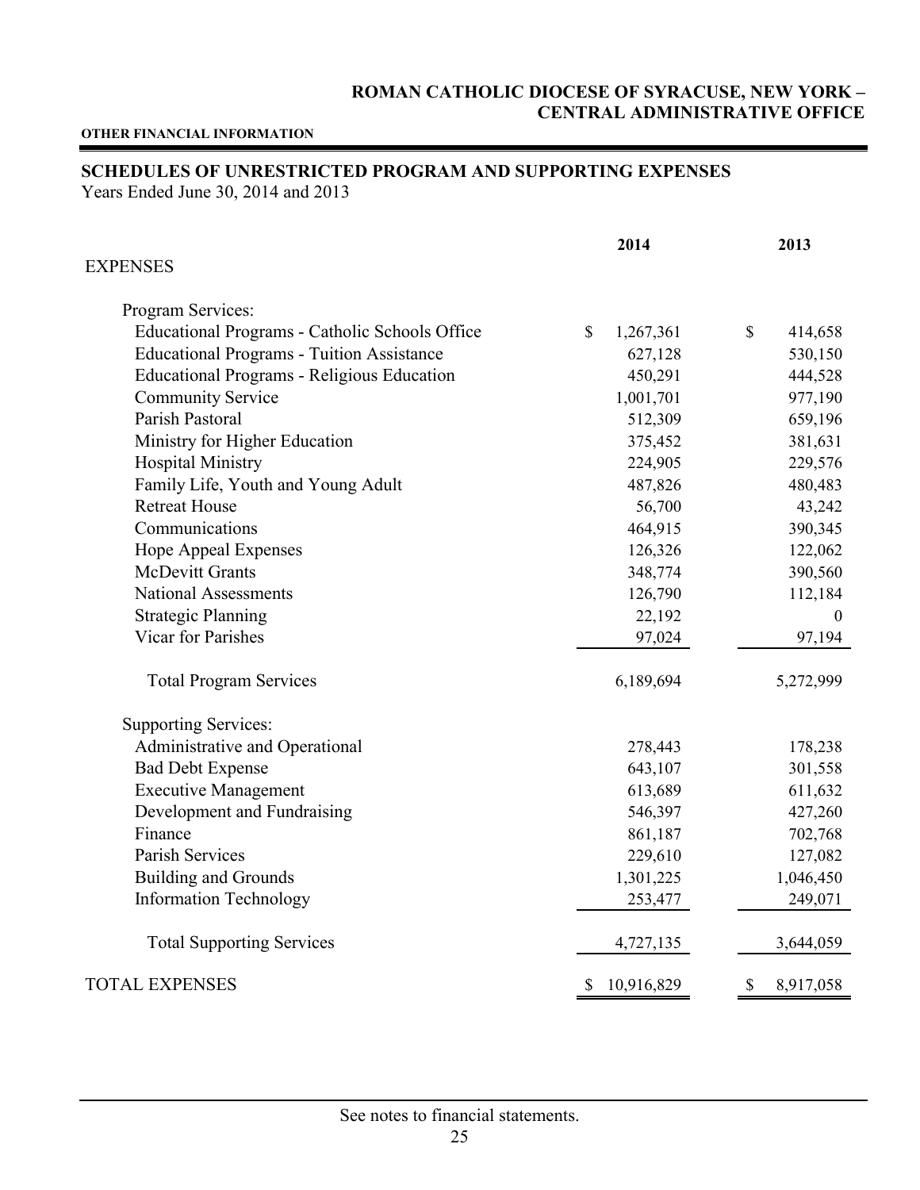**ROMAN CATHOLIC DIOCESE OF SYRACUSE, NEW YORK – CENTRAL ADMINISTRATIVE OFFICE**

**OTHER FINANCIAL INFORMATION**

## SCHEDULES OF UNRESTRICTED PROGRAM AND SUPPORTING EXPENSES

Years Ended June 30, 2014 and 2013

| | 2014 | 2013 |
|---|---|---|
| EXPENSES | | |
| Program Services: | | |
| Educational Programs - Catholic Schools Office | $ 1,267,361 | $ 414,658 |
| Educational Programs - Tuition Assistance | 627,128 | 530,150 |
| Educational Programs - Religious Education | 450,291 | 444,528 |
| Community Service | 1,001,701 | 977,190 |
| Parish Pastoral | 512,309 | 659,196 |
| Ministry for Higher Education | 375,452 | 381,631 |
| Hospital Ministry | 224,905 | 229,576 |
| Family Life, Youth and Young Adult | 487,826 | 480,483 |
| Retreat House | 56,700 | 43,242 |
| Communications | 464,915 | 390,345 |
| Hope Appeal Expenses | 126,326 | 122,062 |
| McDevitt Grants | 348,774 | 390,560 |
| National Assessments | 126,790 | 112,184 |
| Strategic Planning | 22,192 | 0 |
| Vicar for Parishes | 97,024 | 97,194 |
| Total Program Services | 6,189,694 | 5,272,999 |
| Supporting Services: | | |
| Administrative and Operational | 278,443 | 178,238 |
| Bad Debt Expense | 643,107 | 301,558 |
| Executive Management | 613,689 | 611,632 |
| Development and Fundraising | 546,397 | 427,260 |
| Finance | 861,187 | 702,768 |
| Parish Services | 229,610 | 127,082 |
| Building and Grounds | 1,301,225 | 1,046,450 |
| Information Technology | 253,477 | 249,071 |
| Total Supporting Services | 4,727,135 | 3,644,059 |
| TOTAL EXPENSES | $ 10,916,829 | $ 8,917,058 |

See notes to financial statements.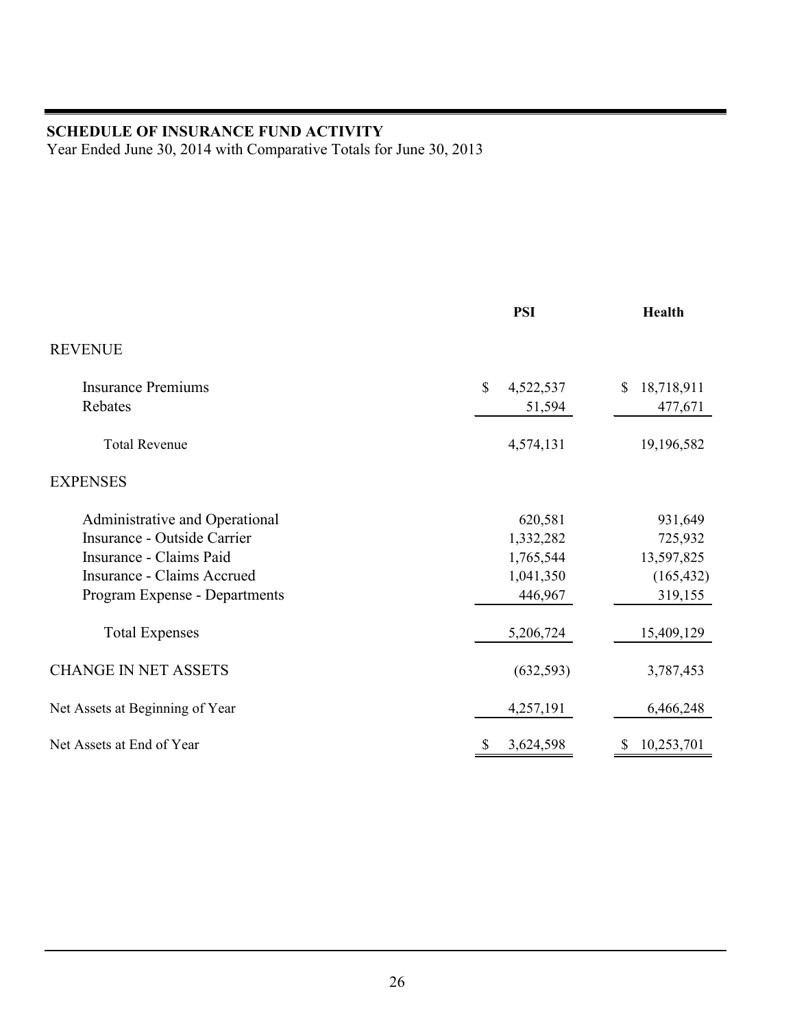**SCHEDULE OF INSURANCE FUND ACTIVITY**
Year Ended June 30, 2014 with Comparative Totals for June 30, 2013

| | PSI | Health |
|---|---|---|
| **REVENUE** | | |
| Insurance Premiums | $ 4,522,537 | $ 18,718,911 |
| Rebates | 51,594 | 477,671 |
| Total Revenue | 4,574,131 | 19,196,582 |
| **EXPENSES** | | |
| Administrative and Operational | 620,581 | 931,649 |
| Insurance - Outside Carrier | 1,332,282 | 725,932 |
| Insurance - Claims Paid | 1,765,544 | 13,597,825 |
| Insurance - Claims Accrued | 1,041,350 | (165,432) |
| Program Expense - Departments | 446,967 | 319,155 |
| Total Expenses | 5,206,724 | 15,409,129 |
| CHANGE IN NET ASSETS | (632,593) | 3,787,453 |
| Net Assets at Beginning of Year | 4,257,191 | 6,466,248 |
| Net Assets at End of Year | $ 3,624,598 | $ 10,253,701 |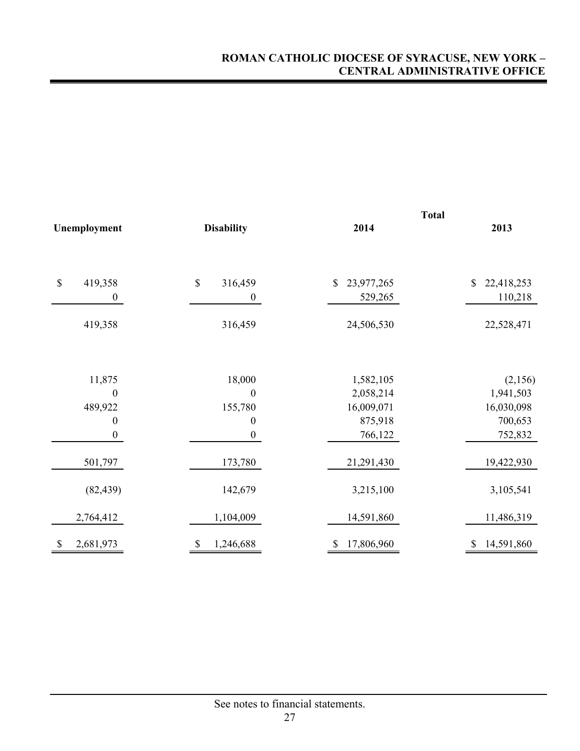| Unemployment | Disability | Total 2014 | Total 2013 |
|---|---|---|---|
| $ 419,358 | $ 316,459 | $ 23,977,265 | $ 22,418,253 |
| 0 | 0 | 529,265 | 110,218 |
| 419,358 | 316,459 | 24,506,530 | 22,528,471 |
| | | | |
| 11,875 | 18,000 | 1,582,105 | (2,156) |
| 0 | 0 | 2,058,214 | 1,941,503 |
| 489,922 | 155,780 | 16,009,071 | 16,030,098 |
| 0 | 0 | 875,918 | 700,653 |
| 0 | 0 | 766,122 | 752,832 |
| 501,797 | 173,780 | 21,291,430 | 19,422,930 |
| (82,439) | 142,679 | 3,215,100 | 3,105,541 |
| 2,764,412 | 1,104,009 | 14,591,860 | 11,486,319 |
| $ 2,681,973 | $ 1,246,688 | $ 17,806,960 | $ 14,591,860 |

See notes to financial statements.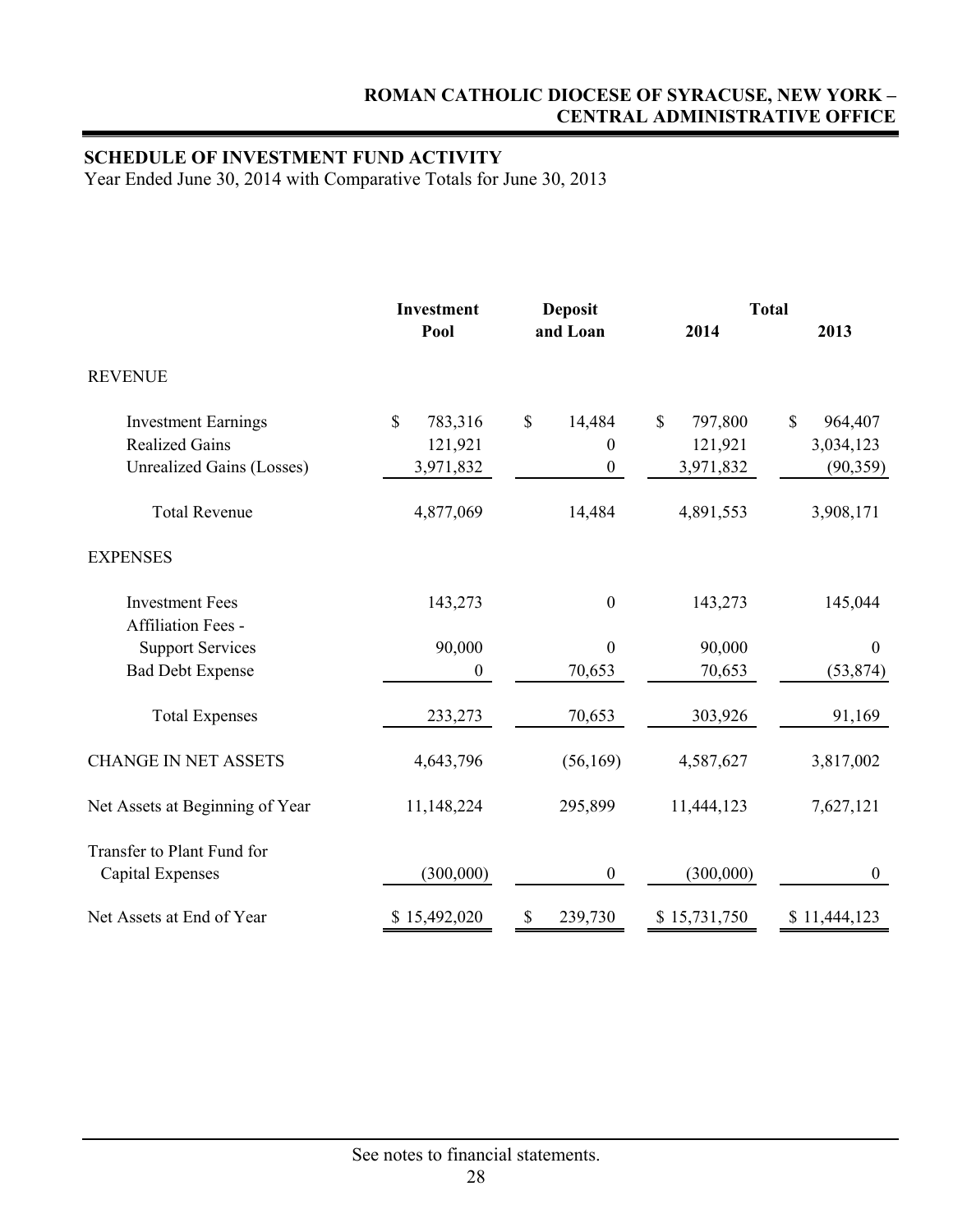**ROMAN CATHOLIC DIOCESE OF SYRACUSE, NEW YORK – CENTRAL ADMINISTRATIVE OFFICE**

## SCHEDULE OF INVESTMENT FUND ACTIVITY

Year Ended June 30, 2014 with Comparative Totals for June 30, 2013

| | Investment Pool | Deposit and Loan | Total | |
|---|---|---|---|---|
| | | | 2014 | 2013 |
| REVENUE | | | | |
| Investment Earnings | $ 783,316 | $ 14,484 | $ 797,800 | $ 964,407 |
| Realized Gains | 121,921 | 0 | 121,921 | 3,034,123 |
| Unrealized Gains (Losses) | 3,971,832 | 0 | 3,971,832 | (90,359) |
| Total Revenue | 4,877,069 | 14,484 | 4,891,553 | 3,908,171 |
| EXPENSES | | | | |
| Investment Fees | 143,273 | 0 | 143,273 | 145,044 |
| Affiliation Fees - Support Services | 90,000 | 0 | 90,000 | 0 |
| Bad Debt Expense | 0 | 70,653 | 70,653 | (53,874) |
| Total Expenses | 233,273 | 70,653 | 303,926 | 91,169 |
| CHANGE IN NET ASSETS | 4,643,796 | (56,169) | 4,587,627 | 3,817,002 |
| Net Assets at Beginning of Year | 11,148,224 | 295,899 | 11,444,123 | 7,627,121 |
| Transfer to Plant Fund for Capital Expenses | (300,000) | 0 | (300,000) | 0 |
| Net Assets at End of Year | $ 15,492,020 | $ 239,730 | $ 15,731,750 | $ 11,444,123 |

See notes to financial statements.